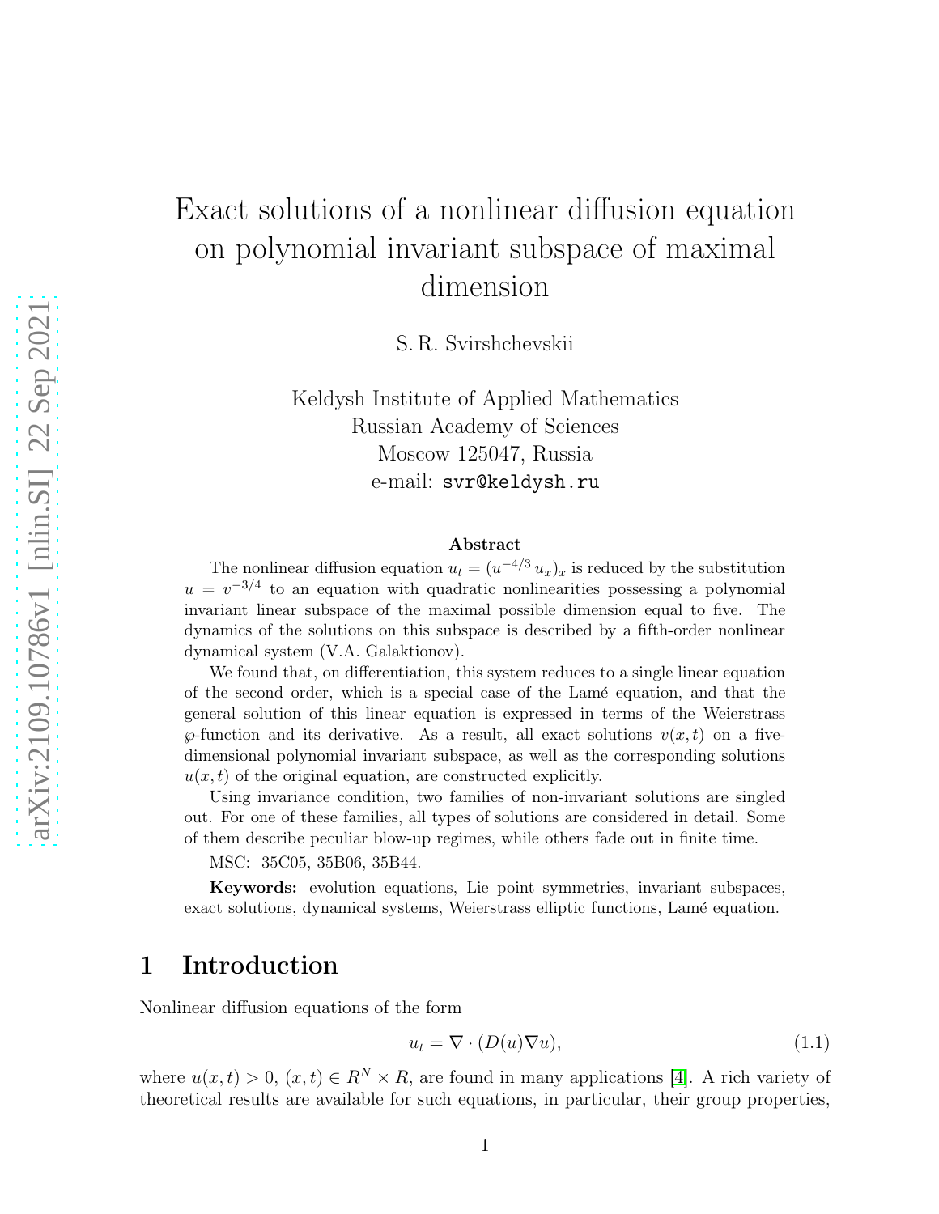# Exact solutions of a nonlinear diffusion equation on polynomial invariant subspace of maximal dimension

S. R. Svirshchevskii

Keldysh Institute of Applied Mathematics
Russian Academy of Sciences
Moscow 125047, Russia
e-mail: svr@keldysh.ru

### Abstract

The nonlinear diffusion equation $u_t = (u^{-4/3}\, u_x)_x$ is reduced by the substitution $u = v^{-3/4}$ to an equation with quadratic nonlinearities possessing a polynomial invariant linear subspace of the maximal possible dimension equal to five. The dynamics of the solutions on this subspace is described by a fifth-order nonlinear dynamical system (V.A. Galaktionov).

We found that, on differentiation, this system reduces to a single linear equation of the second order, which is a special case of the Lamé equation, and that the general solution of this linear equation is expressed in terms of the Weierstrass $\wp$-function and its derivative. As a result, all exact solutions $v(x,t)$ on a five-dimensional polynomial invariant subspace, as well as the corresponding solutions $u(x,t)$ of the original equation, are constructed explicitly.

Using invariance condition, two families of non-invariant solutions are singled out. For one of these families, all types of solutions are considered in detail. Some of them describe peculiar blow-up regimes, while others fade out in finite time.

MSC: 35C05, 35B06, 35B44.

**Keywords:** evolution equations, Lie point symmetries, invariant subspaces, exact solutions, dynamical systems, Weierstrass elliptic functions, Lamé equation.

## 1 Introduction

Nonlinear diffusion equations of the form

$$u_t = \nabla \cdot (D(u)\nabla u), \tag{1.1}$$

where $u(x,t) > 0$, $(x,t) \in R^N \times R$, are found in many applications [4]. A rich variety of theoretical results are available for such equations, in particular, their group properties,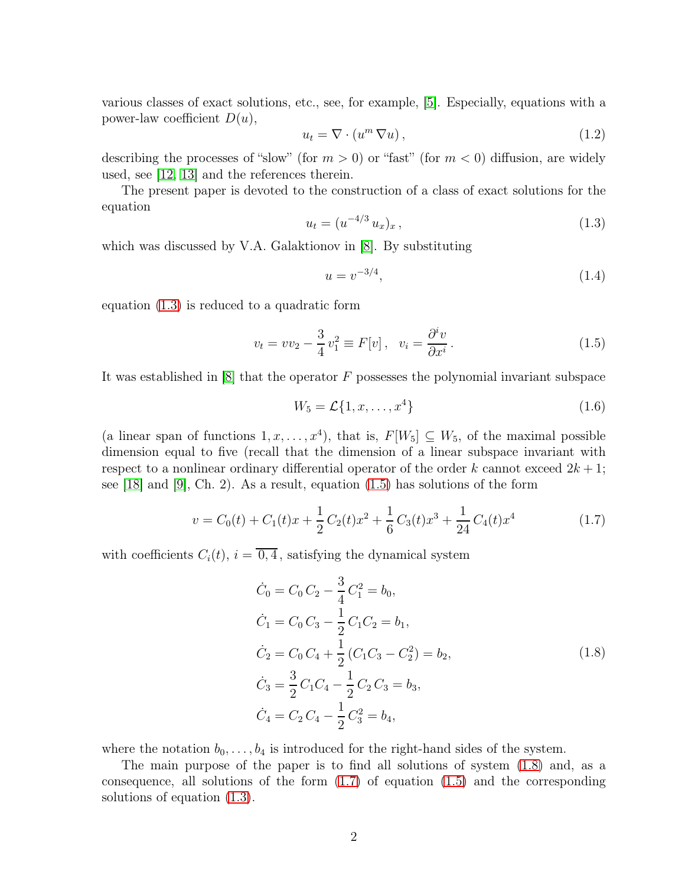various classes of exact solutions, etc., see, for example, [5]. Especially, equations with a power-law coefficient $D(u)$,

$$u_t = \nabla \cdot (u^m \, \nabla u) \, , \tag{1.2}$$

describing the processes of "slow" (for $m > 0$) or "fast" (for $m < 0$) diffusion, are widely used, see [12, 13] and the references therein.

The present paper is devoted to the construction of a class of exact solutions for the equation

$$u_t = (u^{-4/3} \, u_x)_x \, , \tag{1.3}$$

which was discussed by V.A. Galaktionov in [8]. By substituting

$$u = v^{-3/4}, \tag{1.4}$$

equation (1.3) is reduced to a quadratic form

$$v_t = v v_2 - \frac{3}{4} \, v_1^2 \equiv F[v] \, , \quad v_i = \frac{\partial^i v}{\partial x^i} \, . \tag{1.5}$$

It was established in [8] that the operator $F$ possesses the polynomial invariant subspace

$$W_5 = \mathcal{L}\{1, x, \ldots, x^4\} \tag{1.6}$$

(a linear span of functions $1, x, \ldots, x^4$), that is, $F[W_5] \subseteq W_5$, of the maximal possible dimension equal to five (recall that the dimension of a linear subspace invariant with respect to a nonlinear ordinary differential operator of the order $k$ cannot exceed $2k+1$; see [18] and [9], Ch. 2). As a result, equation (1.5) has solutions of the form

$$v = C_0(t) + C_1(t) x + \frac{1}{2} \, C_2(t) x^2 + \frac{1}{6} \, C_3(t) x^3 + \frac{1}{24} \, C_4(t) x^4 \tag{1.7}$$

with coefficients $C_i(t)$, $i = \overline{0, 4}$, satisfying the dynamical system

$$\begin{aligned}
\dot{C}_0 &= C_0 \, C_2 - \frac{3}{4} \, C_1^2 = b_0, \\
\dot{C}_1 &= C_0 \, C_3 - \frac{1}{2} \, C_1 C_2 = b_1, \\
\dot{C}_2 &= C_0 \, C_4 + \frac{1}{2} \, (C_1 C_3 - C_2^2) = b_2, \\
\dot{C}_3 &= \frac{3}{2} \, C_1 C_4 - \frac{1}{2} \, C_2 \, C_3 = b_3, \\
\dot{C}_4 &= C_2 \, C_4 - \frac{1}{2} \, C_3^2 = b_4,
\end{aligned} \tag{1.8}$$

where the notation $b_0, \ldots, b_4$ is introduced for the right-hand sides of the system.

The main purpose of the paper is to find all solutions of system (1.8) and, as a consequence, all solutions of the form (1.7) of equation (1.5) and the corresponding solutions of equation (1.3).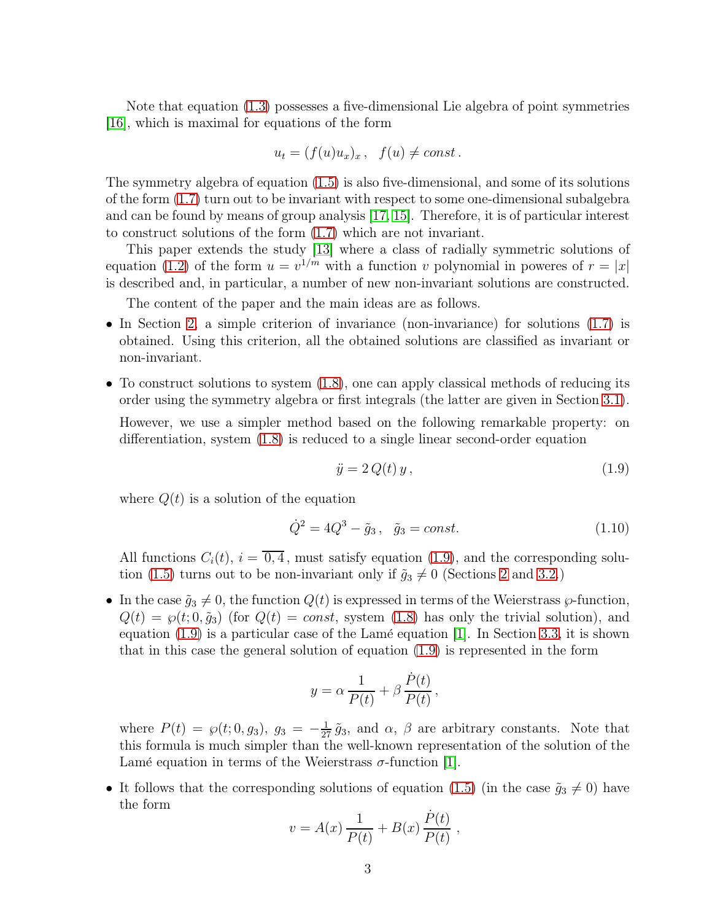Note that equation (1.3) possesses a five-dimensional Lie algebra of point symmetries [16], which is maximal for equations of the form

$$u_t = (f(u)u_x)_x\,, \quad f(u) \neq const\,.$$

The symmetry algebra of equation (1.5) is also five-dimensional, and some of its solutions of the form (1.7) turn out to be invariant with respect to some one-dimensional subalgebra and can be found by means of group analysis [17, 15]. Therefore, it is of particular interest to construct solutions of the form (1.7) which are not invariant.

This paper extends the study [13] where a class of radially symmetric solutions of equation (1.2) of the form $u = v^{1/m}$ with a function $v$ polynomial in poweres of $r = |x|$ is described and, in particular, a number of new non-invariant solutions are constructed.

The content of the paper and the main ideas are as follows.

- In Section 2, a simple criterion of invariance (non-invariance) for solutions (1.7) is obtained. Using this criterion, all the obtained solutions are classified as invariant or non-invariant.

- To construct solutions to system (1.8), one can apply classical methods of reducing its order using the symmetry algebra or first integrals (the latter are given in Section 3.1).

  However, we use a simpler method based on the following remarkable property: on differentiation, system (1.8) is reduced to a single linear second-order equation

$$\ddot{y} = 2\,Q(t)\,y\,, \tag{1.9}$$

  where $Q(t)$ is a solution of the equation

$$\dot{Q}^2 = 4Q^3 - \tilde{g}_3\,, \quad \tilde{g}_3 = const. \tag{1.10}$$

  All functions $C_i(t)$, $i = \overline{0,4}$, must satisfy equation (1.9), and the corresponding solution (1.5) turns out to be non-invariant only if $\tilde{g}_3 \neq 0$ (Sections 2 and 3.2.)

- In the case $\tilde{g}_3 \neq 0$, the function $Q(t)$ is expressed in terms of the Weierstrass $\wp$-function, $Q(t) = \wp(t; 0, \tilde{g}_3)$ (for $Q(t) = const$, system (1.8) has only the trivial solution), and equation (1.9) is a particular case of the Lamé equation [1]. In Section 3.3, it is shown that in this case the general solution of equation (1.9) is represented in the form

$$y = \alpha\,\frac{1}{P(t)} + \beta\,\frac{\dot{P}(t)}{P(t)}\,,$$

  where $P(t) = \wp(t; 0, g_3)$, $g_3 = -\frac{1}{27}\,\tilde{g}_3$, and $\alpha$, $\beta$ are arbitrary constants. Note that this formula is much simpler than the well-known representation of the solution of the Lamé equation in terms of the Weierstrass $\sigma$-function [1].

- It follows that the corresponding solutions of equation (1.5) (in the case $\tilde{g}_3 \neq 0$) have the form

$$v = A(x)\,\frac{1}{P(t)} + B(x)\,\frac{\dot{P}(t)}{P(t)}\,,$$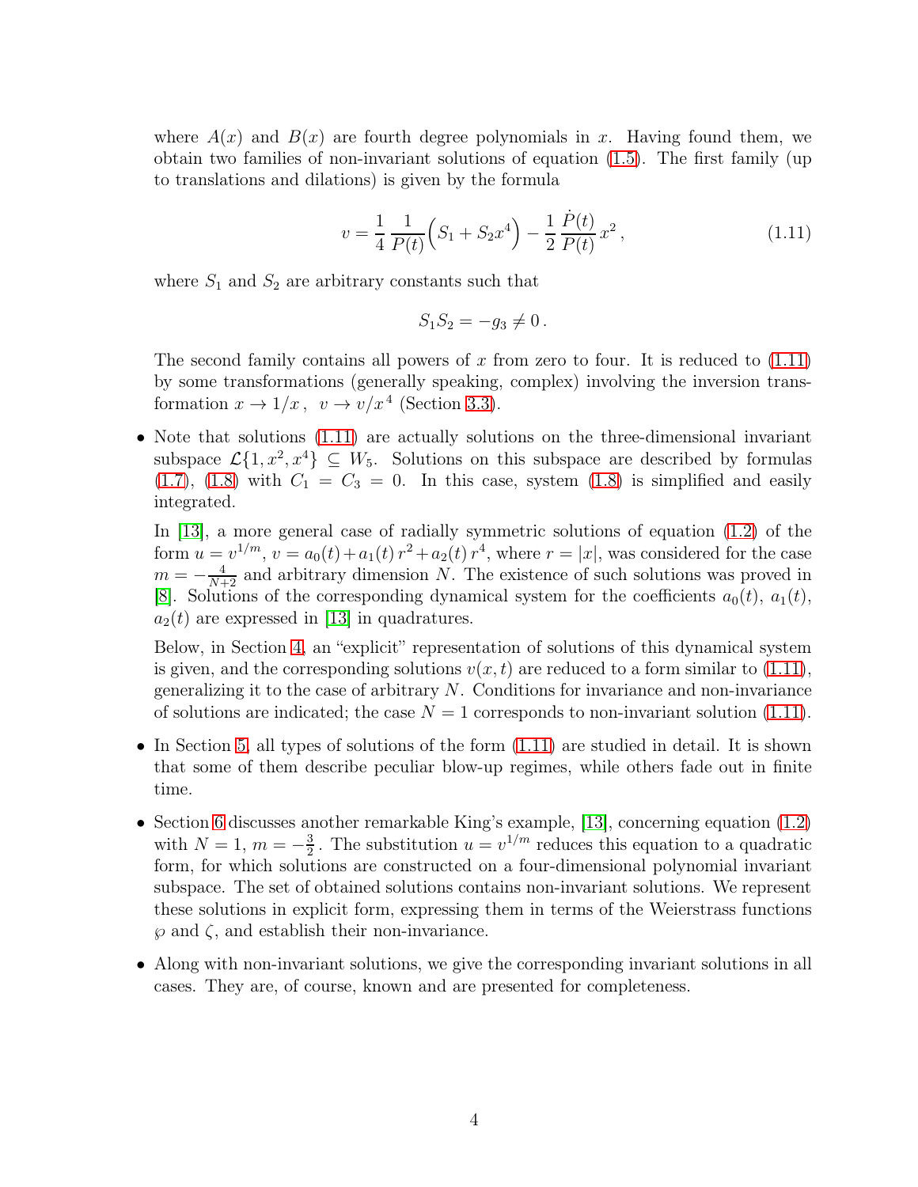where $A(x)$ and $B(x)$ are fourth degree polynomials in $x$. Having found them, we obtain two families of non-invariant solutions of equation (1.5). The first family (up to translations and dilations) is given by the formula

$$v = \frac{1}{4}\,\frac{1}{P(t)}\Big(S_1 + S_2 x^4\Big) - \frac{1}{2}\,\frac{\dot{P}(t)}{P(t)}\,x^2\,, \tag{1.11}$$

where $S_1$ and $S_2$ are arbitrary constants such that

$$S_1 S_2 = -g_3 \neq 0\,.$$

The second family contains all powers of $x$ from zero to four. It is reduced to (1.11) by some transformations (generally speaking, complex) involving the inversion transformation $x \to 1/x\,,\;\; v \to v/x^4$ (Section 3.3).

- Note that solutions (1.11) are actually solutions on the three-dimensional invariant subspace $\mathcal{L}\{1, x^2, x^4\} \subseteq W_5$. Solutions on this subspace are described by formulas (1.7), (1.8) with $C_1 = C_3 = 0$. In this case, system (1.8) is simplified and easily integrated.

  In [13], a more general case of radially symmetric solutions of equation (1.2) of the form $u = v^{1/m}$, $v = a_0(t) + a_1(t)\,r^2 + a_2(t)\,r^4$, where $r = |x|$, was considered for the case $m = -\frac{4}{N+2}$ and arbitrary dimension $N$. The existence of such solutions was proved in [8]. Solutions of the corresponding dynamical system for the coefficients $a_0(t)$, $a_1(t)$, $a_2(t)$ are expressed in [13] in quadratures.

  Below, in Section 4, an "explicit" representation of solutions of this dynamical system is given, and the corresponding solutions $v(x,t)$ are reduced to a form similar to (1.11), generalizing it to the case of arbitrary $N$. Conditions for invariance and non-invariance of solutions are indicated; the case $N = 1$ corresponds to non-invariant solution (1.11).

- In Section 5, all types of solutions of the form (1.11) are studied in detail. It is shown that some of them describe peculiar blow-up regimes, while others fade out in finite time.

- Section 6 discusses another remarkable King's example, [13], concerning equation (1.2) with $N = 1$, $m = -\frac{3}{2}$. The substitution $u = v^{1/m}$ reduces this equation to a quadratic form, for which solutions are constructed on a four-dimensional polynomial invariant subspace. The set of obtained solutions contains non-invariant solutions. We represent these solutions in explicit form, expressing them in terms of the Weierstrass functions $\wp$ and $\zeta$, and establish their non-invariance.

- Along with non-invariant solutions, we give the corresponding invariant solutions in all cases. They are, of course, known and are presented for completeness.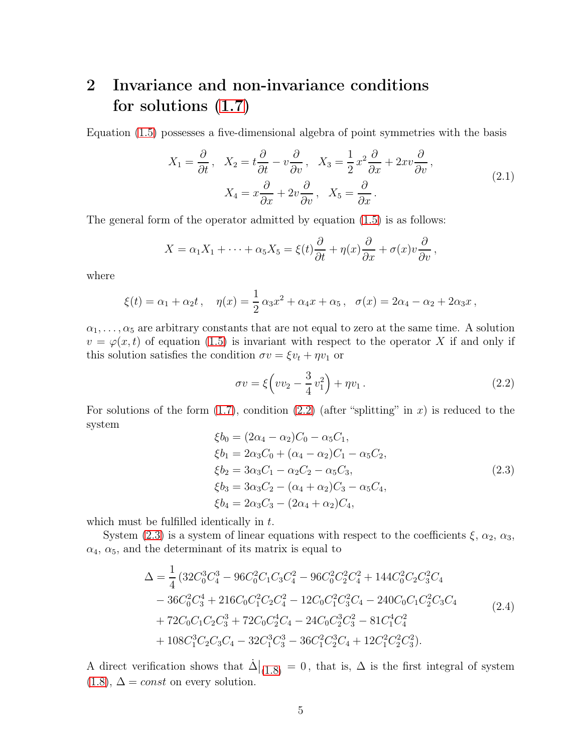## 2 Invariance and non-invariance conditions for solutions (1.7)

Equation (1.5) possesses a five-dimensional algebra of point symmetries with the basis

$$
\begin{gathered}
X_1 = \frac{\partial}{\partial t}\,, \quad X_2 = t\frac{\partial}{\partial t} - v\frac{\partial}{\partial v}\,, \quad X_3 = \frac{1}{2}\,x^2\frac{\partial}{\partial x} + 2xv\frac{\partial}{\partial v}\,, \\
X_4 = x\frac{\partial}{\partial x} + 2v\frac{\partial}{\partial v}\,, \quad X_5 = \frac{\partial}{\partial x}\,.
\end{gathered}
\tag{2.1}
$$

The general form of the operator admitted by equation (1.5) is as follows:

$$
X = \alpha_1 X_1 + \cdots + \alpha_5 X_5 = \xi(t)\frac{\partial}{\partial t} + \eta(x)\frac{\partial}{\partial x} + \sigma(x)v\frac{\partial}{\partial v}\,,
$$

where

$$
\xi(t) = \alpha_1 + \alpha_2 t\,, \quad \eta(x) = \frac{1}{2}\,\alpha_3 x^2 + \alpha_4 x + \alpha_5\,, \quad \sigma(x) = 2\alpha_4 - \alpha_2 + 2\alpha_3 x\,,
$$

$\alpha_1, \ldots, \alpha_5$ are arbitrary constants that are not equal to zero at the same time. A solution $v = \varphi(x,t)$ of equation (1.5) is invariant with respect to the operator $X$ if and only if this solution satisfies the condition $\sigma v = \xi v_t + \eta v_1$ or

$$
\sigma v = \xi\Big(vv_2 - \frac{3}{4}\,v_1^2\Big) + \eta v_1\,.
\tag{2.2}
$$

For solutions of the form (1.7), condition (2.2) (after "splitting" in $x$) is reduced to the system

$$
\begin{aligned}
&\xi b_0 = (2\alpha_4 - \alpha_2)C_0 - \alpha_5 C_1,\\
&\xi b_1 = 2\alpha_3 C_0 + (\alpha_4 - \alpha_2)C_1 - \alpha_5 C_2,\\
&\xi b_2 = 3\alpha_3 C_1 - \alpha_2 C_2 - \alpha_5 C_3,\\
&\xi b_3 = 3\alpha_3 C_2 - (\alpha_4 + \alpha_2)C_3 - \alpha_5 C_4,\\
&\xi b_4 = 2\alpha_3 C_3 - (2\alpha_4 + \alpha_2)C_4,
\end{aligned}
\tag{2.3}
$$

which must be fulfilled identically in $t$.

System (2.3) is a system of linear equations with respect to the coefficients $\xi$, $\alpha_2$, $\alpha_3$, $\alpha_4$, $\alpha_5$, and the determinant of its matrix is equal to

$$
\begin{aligned}
\Delta = \frac{1}{4}\,(&32C_0^3C_4^3 - 96C_0^2C_1C_3C_4^2 - 96C_0^2C_2^2C_4^2 + 144C_0^2C_2C_3^2C_4\\
&- 36C_0^2C_3^4 + 216C_0C_1^2C_2C_4^2 - 12C_0C_1^2C_3^2C_4 - 240C_0C_1C_2^2C_3C_4\\
&+ 72C_0C_1C_2C_3^3 + 72C_0C_2^4C_4 - 24C_0C_2^3C_3^2 - 81C_1^4C_4^2\\
&+ 108C_1^3C_2C_3C_4 - 32C_1^3C_3^3 - 36C_1^2C_2^3C_4 + 12C_1^2C_2^2C_3^2).
\end{aligned}
\tag{2.4}
$$

A direct verification shows that $\dot\Delta\big|_{(1.8)} = 0$, that is, $\Delta$ is the first integral of system (1.8), $\Delta = const$ on every solution.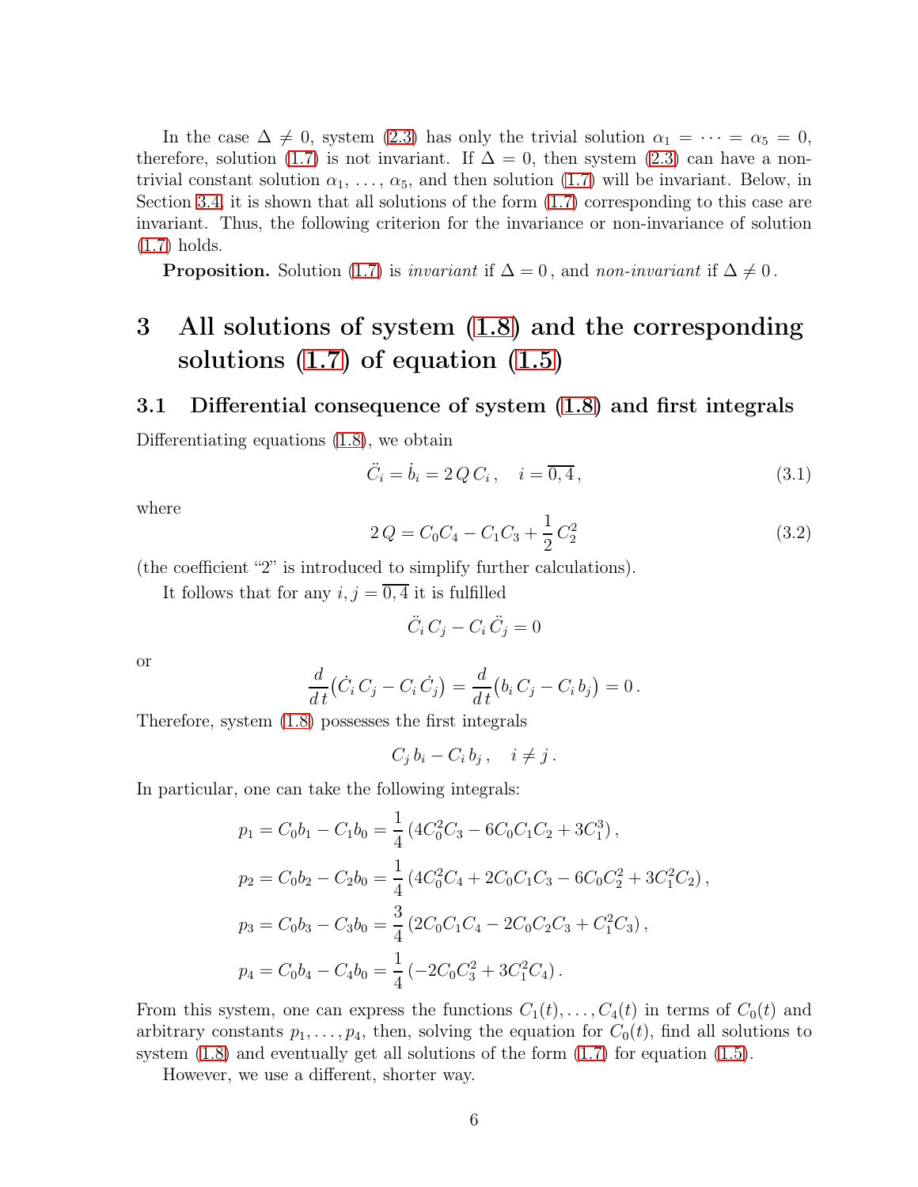In the case $\Delta \neq 0$, system (2.3) has only the trivial solution $\alpha_1 = \cdots = \alpha_5 = 0$, therefore, solution (1.7) is not invariant. If $\Delta = 0$, then system (2.3) can have a non-trivial constant solution $\alpha_1, \ldots, \alpha_5$, and then solution (1.7) will be invariant. Below, in Section 3.4, it is shown that all solutions of the form (1.7) corresponding to this case are invariant. Thus, the following criterion for the invariance or non-invariance of solution (1.7) holds.

**Proposition.** Solution (1.7) is *invariant* if $\Delta = 0$, and *non-invariant* if $\Delta \neq 0$.

# 3 All solutions of system (1.8) and the corresponding solutions (1.7) of equation (1.5)

## 3.1 Differential consequence of system (1.8) and first integrals

Differentiating equations (1.8), we obtain

$$\ddot{C}_i = \dot{b}_i = 2\,Q\,C_i\,, \quad i = \overline{0,4}\,, \tag{3.1}$$

where

$$2\,Q = C_0C_4 - C_1C_3 + \frac{1}{2}\,C_2^2 \tag{3.2}$$

(the coefficient “2” is introduced to simplify further calculations).

It follows that for any $i, j = \overline{0,4}$ it is fulfilled

$$\ddot{C}_i\,C_j - C_i\,\ddot{C}_j = 0$$

or

$$\frac{d}{d\,t}\big(\dot{C}_i\,C_j - C_i\,\dot{C}_j\big) = \frac{d}{d\,t}\big(b_i\,C_j - C_i\,b_j\big) = 0\,.$$

Therefore, system (1.8) possesses the first integrals

$$C_j\,b_i - C_i\,b_j\,, \quad i \neq j\,.$$

In particular, one can take the following integrals:

$$\begin{aligned}
p_1 &= C_0b_1 - C_1b_0 = \frac{1}{4}\,(4C_0^2C_3 - 6C_0C_1C_2 + 3C_1^3)\,,\\
p_2 &= C_0b_2 - C_2b_0 = \frac{1}{4}\,(4C_0^2C_4 + 2C_0C_1C_3 - 6C_0C_2^2 + 3C_1^2C_2)\,,\\
p_3 &= C_0b_3 - C_3b_0 = \frac{3}{4}\,(2C_0C_1C_4 - 2C_0C_2C_3 + C_1^2C_3)\,,\\
p_4 &= C_0b_4 - C_4b_0 = \frac{1}{4}\,(-2C_0C_3^2 + 3C_1^2C_4)\,.
\end{aligned}$$

From this system, one can express the functions $C_1(t), \ldots, C_4(t)$ in terms of $C_0(t)$ and arbitrary constants $p_1, \ldots, p_4$, then, solving the equation for $C_0(t)$, find all solutions to system (1.8) and eventually get all solutions of the form (1.7) for equation (1.5).

However, we use a different, shorter way.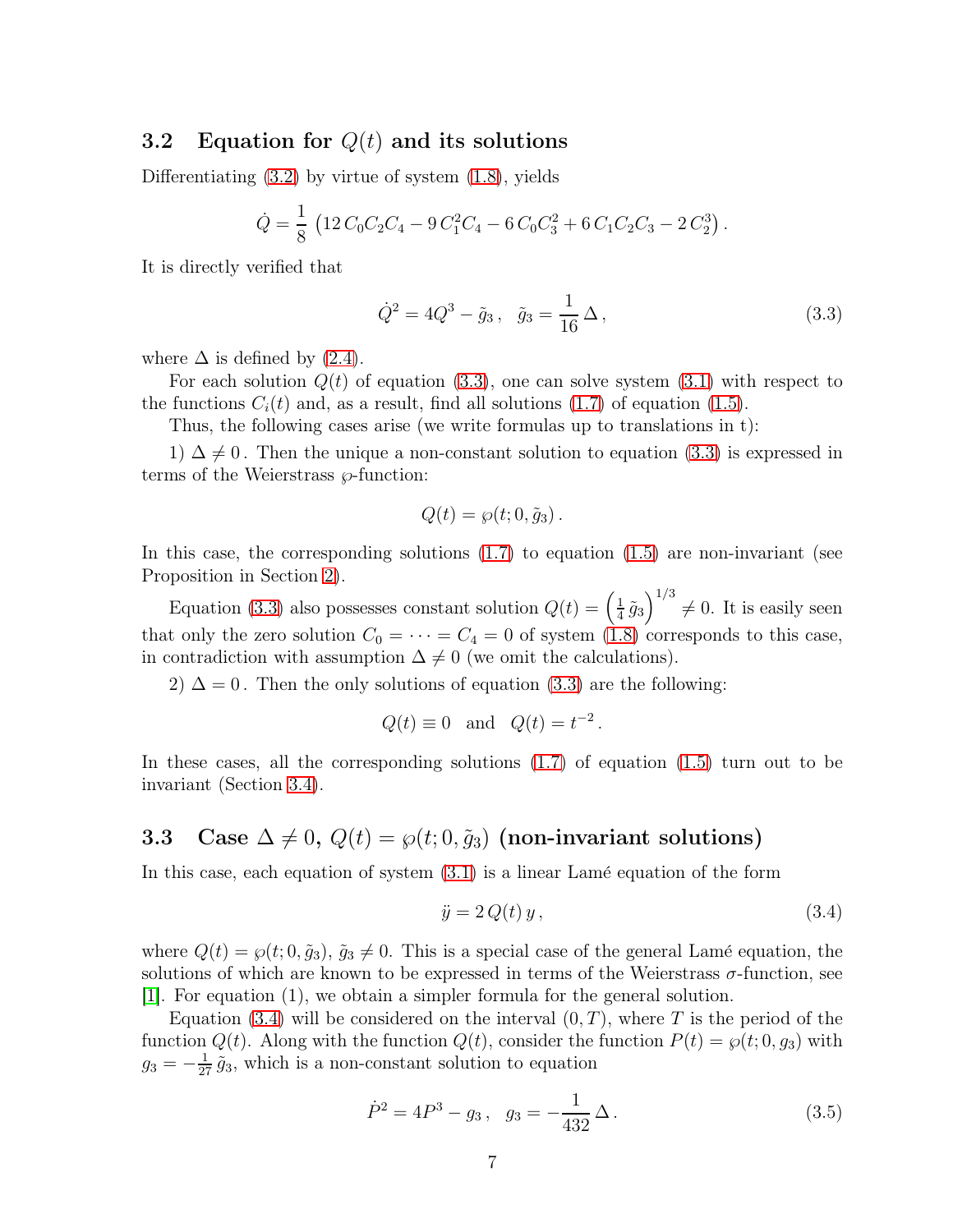### 3.2 Equation for $Q(t)$ and its solutions

Differentiating (3.2) by virtue of system (1.8), yields

$$\dot{Q} = \frac{1}{8}\left(12\, C_0 C_2 C_4 - 9\, C_1^2 C_4 - 6\, C_0 C_3^2 + 6\, C_1 C_2 C_3 - 2\, C_2^3\right).$$

It is directly verified that

$$\dot{Q}^2 = 4Q^3 - \tilde{g}_3\,, \quad \tilde{g}_3 = \frac{1}{16}\,\Delta\,, \tag{3.3}$$

where $\Delta$ is defined by (2.4).

For each solution $Q(t)$ of equation (3.3), one can solve system (3.1) with respect to the functions $C_i(t)$ and, as a result, find all solutions (1.7) of equation (1.5).

Thus, the following cases arise (we write formulas up to translations in t):

1) $\Delta \neq 0$. Then the unique a non-constant solution to equation (3.3) is expressed in terms of the Weierstrass $\wp$-function:

$$Q(t) = \wp(t; 0, \tilde{g}_3)\,.$$

In this case, the corresponding solutions (1.7) to equation (1.5) are non-invariant (see Proposition in Section 2).

Equation (3.3) also possesses constant solution $Q(t) = \left(\frac{1}{4}\,\tilde{g}_3\right)^{1/3} \neq 0$. It is easily seen that only the zero solution $C_0 = \cdots = C_4 = 0$ of system (1.8) corresponds to this case, in contradiction with assumption $\Delta \neq 0$ (we omit the calculations).

2) $\Delta = 0$. Then the only solutions of equation (3.3) are the following:

$$Q(t) \equiv 0 \quad \text{and} \quad Q(t) = t^{-2}\,.$$

In these cases, all the corresponding solutions (1.7) of equation (1.5) turn out to be invariant (Section 3.4).

### 3.3 Case $\Delta \neq 0$, $Q(t) = \wp(t; 0, \tilde{g}_3)$ (non-invariant solutions)

In this case, each equation of system (3.1) is a linear Lamé equation of the form

$$\ddot{y} = 2\, Q(t)\, y\,, \tag{3.4}$$

where $Q(t) = \wp(t; 0, \tilde{g}_3)$, $\tilde{g}_3 \neq 0$. This is a special case of the general Lamé equation, the solutions of which are known to be expressed in terms of the Weierstrass $\sigma$-function, see [1]. For equation (1), we obtain a simpler formula for the general solution.

Equation (3.4) will be considered on the interval $(0, T)$, where $T$ is the period of the function $Q(t)$. Along with the function $Q(t)$, consider the function $P(t) = \wp(t; 0, g_3)$ with $g_3 = -\frac{1}{27}\,\tilde{g}_3$, which is a non-constant solution to equation

$$\dot{P}^2 = 4P^3 - g_3\,, \quad g_3 = -\frac{1}{432}\,\Delta\,. \tag{3.5}$$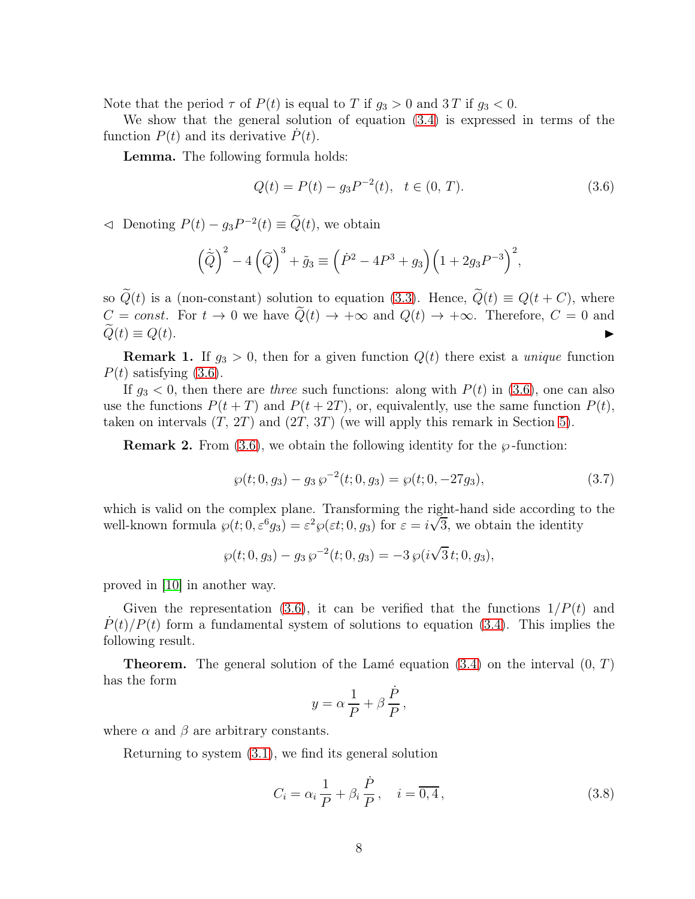Note that the period $\tau$ of $P(t)$ is equal to $T$ if $g_3 > 0$ and $3\,T$ if $g_3 < 0$.

We show that the general solution of equation (3.4) is expressed in terms of the function $P(t)$ and its derivative $\dot{P}(t)$.

**Lemma.** The following formula holds:

$$Q(t) = P(t) - g_3 P^{-2}(t), \quad t \in (0,\, T). \tag{3.6}$$

$\lhd$ Denoting $P(t) - g_3 P^{-2}(t) \equiv \widetilde{Q}(t)$, we obtain

$$\left(\dot{\widetilde{Q}}\right)^2 - 4\left(\widetilde{Q}\right)^3 + \tilde{g}_3 \equiv \left(\dot{P}^2 - 4P^3 + g_3\right)\left(1 + 2g_3 P^{-3}\right)^2,$$

so $\widetilde{Q}(t)$ is a (non-constant) solution to equation (3.3). Hence, $\widetilde{Q}(t) \equiv Q(t + C)$, where $C = const$. For $t \to 0$ we have $\widetilde{Q}(t) \to +\infty$ and $Q(t) \to +\infty$. Therefore, $C = 0$ and $\widetilde{Q}(t) \equiv Q(t)$. $\blacktriangleright$

**Remark 1.** If $g_3 > 0$, then for a given function $Q(t)$ there exist a *unique* function $P(t)$ satisfying (3.6).

If $g_3 < 0$, then there are *three* such functions: along with $P(t)$ in (3.6), one can also use the functions $P(t + T)$ and $P(t + 2T)$, or, equivalently, use the same function $P(t)$, taken on intervals $(T,\, 2T)$ and $(2T,\, 3T)$ (we will apply this remark in Section 5).

**Remark 2.** From (3.6), we obtain the following identity for the $\wp$-function:

$$\wp(t; 0, g_3) - g_3\,\wp^{-2}(t; 0, g_3) = \wp(t; 0, -27g_3), \tag{3.7}$$

which is valid on the complex plane. Transforming the right-hand side according to the well-known formula $\wp(t; 0, \varepsilon^6 g_3) = \varepsilon^2 \wp(\varepsilon t; 0, g_3)$ for $\varepsilon = i\sqrt{3}$, we obtain the identity

$$\wp(t; 0, g_3) - g_3\,\wp^{-2}(t; 0, g_3) = -3\,\wp(i\sqrt{3}\,t; 0, g_3),$$

proved in [10] in another way.

Given the representation (3.6), it can be verified that the functions $1/P(t)$ and $\dot{P}(t)/P(t)$ form a fundamental system of solutions to equation (3.4). This implies the following result.

**Theorem.** The general solution of the Lamé equation (3.4) on the interval $(0,\, T)$ has the form

$$y = \alpha\,\frac{1}{P} + \beta\,\frac{\dot{P}}{P}\,,$$

where $\alpha$ and $\beta$ are arbitrary constants.

Returning to system (3.1), we find its general solution

$$C_i = \alpha_i\,\frac{1}{P} + \beta_i\,\frac{\dot{P}}{P}\,, \quad i = \overline{0, 4}\,, \tag{3.8}$$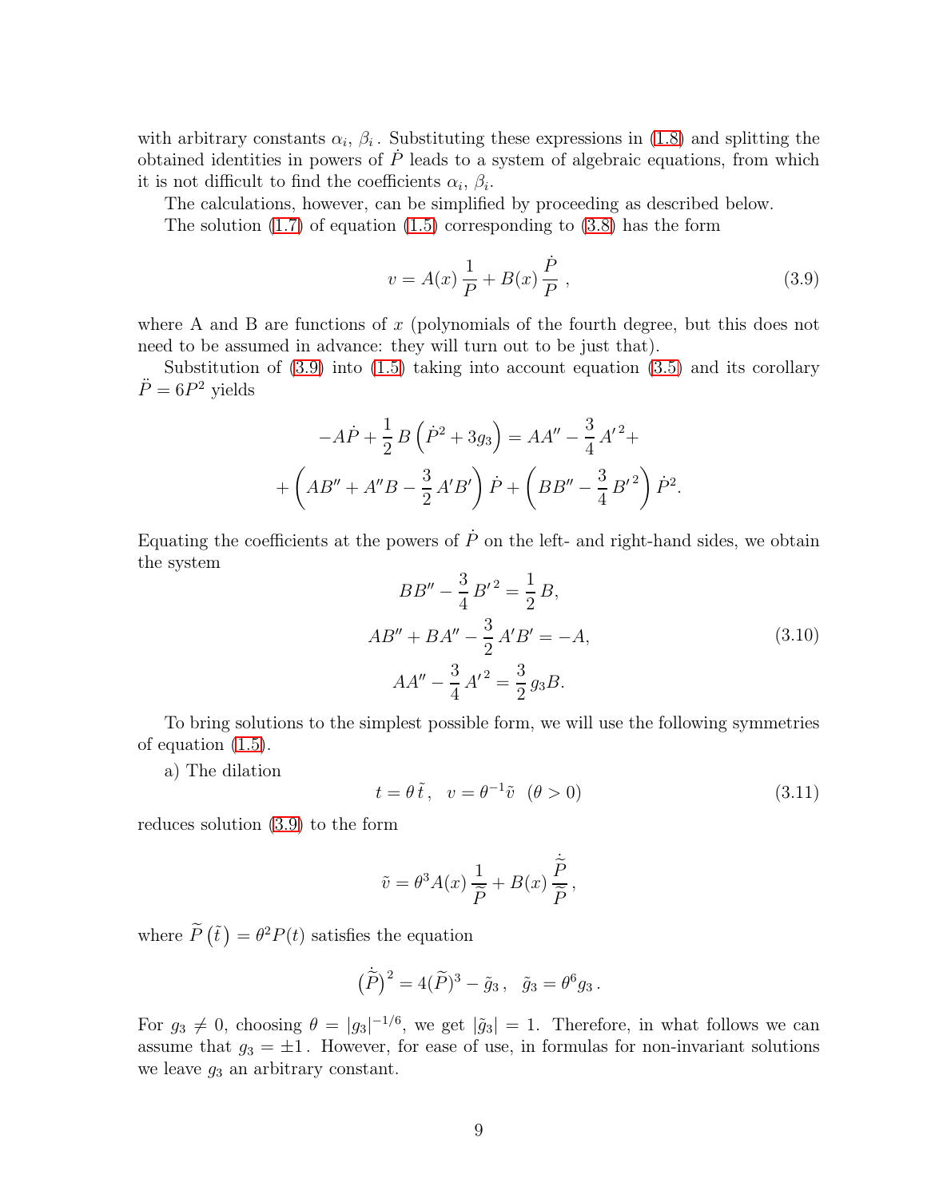with arbitrary constants $\alpha_i$, $\beta_i$. Substituting these expressions in (1.8) and splitting the obtained identities in powers of $\dot{P}$ leads to a system of algebraic equations, from which it is not difficult to find the coefficients $\alpha_i$, $\beta_i$.

The calculations, however, can be simplified by proceeding as described below.

The solution (1.7) of equation (1.5) corresponding to (3.8) has the form

$$v = A(x)\,\frac{1}{P} + B(x)\,\frac{\dot{P}}{P}\,, \tag{3.9}$$

where A and B are functions of $x$ (polynomials of the fourth degree, but this does not need to be assumed in advance: they will turn out to be just that).

Substitution of (3.9) into (1.5) taking into account equation (3.5) and its corollary $\ddot{P} = 6P^2$ yields

$$-A\dot{P} + \frac{1}{2}\,B\left(\dot{P}^2 + 3g_3\right) = AA'' - \frac{3}{4}\,A'^2 +$$
$$+\left(AB'' + A''B - \frac{3}{2}\,A'B'\right)\dot{P} + \left(BB'' - \frac{3}{4}\,B'^2\right)\dot{P}^2.$$

Equating the coefficients at the powers of $\dot{P}$ on the left- and right-hand sides, we obtain the system

$$\begin{aligned} BB'' - \frac{3}{4}\,B'^2 &= \frac{1}{2}\,B,\\ AB'' + BA'' - \frac{3}{2}\,A'B' &= -A,\\ AA'' - \frac{3}{4}\,A'^2 &= \frac{3}{2}\,g_3 B. \end{aligned} \tag{3.10}$$

To bring solutions to the simplest possible form, we will use the following symmetries of equation (1.5).

a) The dilation

$$t = \theta\,\tilde{t}\,, \quad v = \theta^{-1}\tilde{v} \quad (\theta > 0) \tag{3.11}$$

reduces solution (3.9) to the form

$$\tilde{v} = \theta^3 A(x)\,\frac{1}{\widetilde{P}} + B(x)\,\frac{\dot{\widetilde{P}}}{\widetilde{P}}\,,$$

where $\widetilde{P}\left(\tilde{t}\right) = \theta^2 P(t)$ satisfies the equation

$$\left(\dot{\widetilde{P}}\right)^2 = 4(\widetilde{P})^3 - \tilde{g}_3\,, \quad \tilde{g}_3 = \theta^6 g_3\,.$$

For $g_3 \neq 0$, choosing $\theta = |g_3|^{-1/6}$, we get $|\tilde{g}_3| = 1$. Therefore, in what follows we can assume that $g_3 = \pm 1$. However, for ease of use, in formulas for non-invariant solutions we leave $g_3$ an arbitrary constant.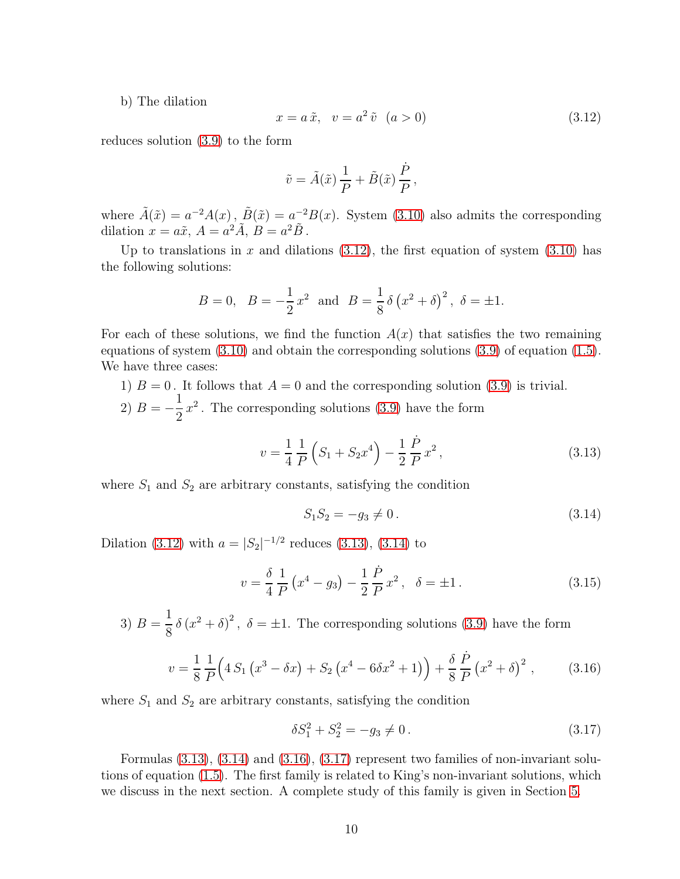b) The dilation

$$x = a\,\tilde{x}, \quad v = a^2\,\tilde{v} \quad (a > 0) \tag{3.12}$$

reduces solution (3.9) to the form

$$\tilde{v} = \tilde{A}(\tilde{x})\,\frac{1}{P} + \tilde{B}(\tilde{x})\,\frac{\dot{P}}{P}\,,$$

where $\tilde{A}(\tilde{x}) = a^{-2}A(x)\,,\ \tilde{B}(\tilde{x}) = a^{-2}B(x)$. System (3.10) also admits the corresponding dilation $x = a\tilde{x},\ A = a^2\tilde{A},\ B = a^2\tilde{B}$.

Up to translations in $x$ and dilations (3.12), the first equation of system (3.10) has the following solutions:

$$B = 0, \quad B = -\frac{1}{2}\,x^2 \quad \text{and} \quad B = \frac{1}{8}\,\delta\left(x^2 + \delta\right)^2, \ \delta = \pm 1.$$

For each of these solutions, we find the function $A(x)$ that satisfies the two remaining equations of system (3.10) and obtain the corresponding solutions (3.9) of equation (1.5). We have three cases:

1) $B = 0$. It follows that $A = 0$ and the corresponding solution (3.9) is trivial.

2) $B = -\dfrac{1}{2}\,x^2$. The corresponding solutions (3.9) have the form

$$v = \frac{1}{4}\,\frac{1}{P}\left(S_1 + S_2 x^4\right) - \frac{1}{2}\,\frac{\dot{P}}{P}\,x^2\,, \tag{3.13}$$

where $S_1$ and $S_2$ are arbitrary constants, satisfying the condition

$$S_1 S_2 = -g_3 \neq 0\,. \tag{3.14}$$

Dilation (3.12) with $a = |S_2|^{-1/2}$ reduces (3.13), (3.14) to

$$v = \frac{\delta}{4}\,\frac{1}{P}\left(x^4 - g_3\right) - \frac{1}{2}\,\frac{\dot{P}}{P}\,x^2\,, \quad \delta = \pm 1\,. \tag{3.15}$$

3) $B = \dfrac{1}{8}\,\delta\left(x^2 + \delta\right)^2,\ \delta = \pm 1$. The corresponding solutions (3.9) have the form

$$v = \frac{1}{8}\,\frac{1}{P}\Big(4\,S_1\left(x^3 - \delta x\right) + S_2\left(x^4 - 6\delta x^2 + 1\right)\Big) + \frac{\delta}{8}\,\frac{\dot{P}}{P}\left(x^2 + \delta\right)^2\,, \tag{3.16}$$

where $S_1$ and $S_2$ are arbitrary constants, satisfying the condition

$$\delta S_1^2 + S_2^2 = -g_3 \neq 0\,. \tag{3.17}$$

Formulas (3.13), (3.14) and (3.16), (3.17) represent two families of non-invariant solutions of equation (1.5). The first family is related to King's non-invariant solutions, which we discuss in the next section. A complete study of this family is given in Section 5.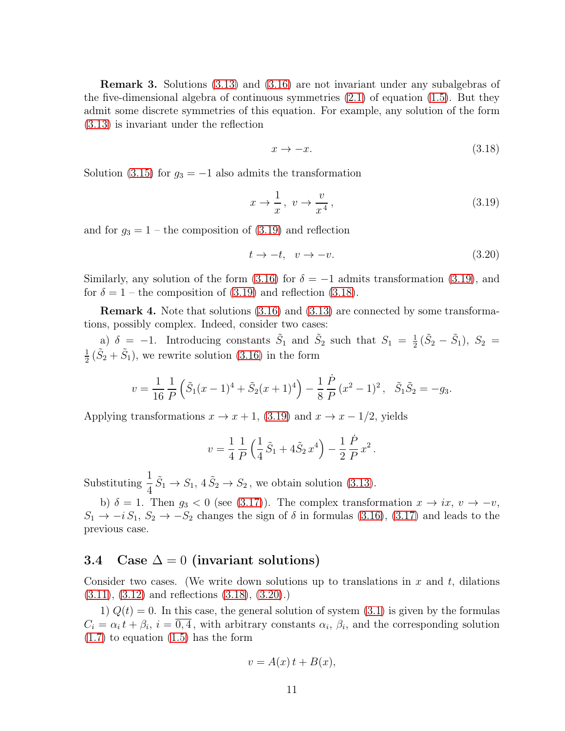**Remark 3.** Solutions (3.13) and (3.16) are not invariant under any subalgebras of the five-dimensional algebra of continuous symmetries (2.1) of equation (1.5). But they admit some discrete symmetries of this equation. For example, any solution of the form (3.13) is invariant under the reflection

$$x \to -x. \tag{3.18}$$

Solution (3.15) for $g_3 = -1$ also admits the transformation

$$x \to \frac{1}{x}\,,\ v \to \frac{v}{x^4}\,, \tag{3.19}$$

and for $g_3 = 1$ – the composition of (3.19) and reflection

$$t \to -t, \quad v \to -v. \tag{3.20}$$

Similarly, any solution of the form (3.16) for $\delta = -1$ admits transformation (3.19), and for $\delta = 1$ – the composition of (3.19) and reflection (3.18).

**Remark 4.** Note that solutions (3.16) and (3.13) are connected by some transformations, possibly complex. Indeed, consider two cases:

a) $\delta = -1$. Introducing constants $\tilde{S}_1$ and $\tilde{S}_2$ such that $S_1 = \frac{1}{2}(\tilde{S}_2 - \tilde{S}_1)$, $S_2 = \frac{1}{2}(\tilde{S}_2 + \tilde{S}_1)$, we rewrite solution (3.16) in the form

$$v = \frac{1}{16}\,\frac{1}{P}\left(\tilde{S}_1(x-1)^4 + \tilde{S}_2(x+1)^4\right) - \frac{1}{8}\,\frac{\dot{P}}{P}\,(x^2-1)^2\,, \quad \tilde{S}_1\tilde{S}_2 = -g_3.$$

Applying transformations $x \to x+1$, (3.19) and $x \to x - 1/2$, yields

$$v = \frac{1}{4}\,\frac{1}{P}\left(\frac{1}{4}\,\tilde{S}_1 + 4\tilde{S}_2\,x^4\right) - \frac{1}{2}\,\frac{\dot{P}}{P}\,x^2\,.$$

Substituting $\dfrac{1}{4}\,\tilde{S}_1 \to S_1$, $4\,\tilde{S}_2 \to S_2$, we obtain solution (3.13).

b) $\delta = 1$. Then $g_3 < 0$ (see (3.17)). The complex transformation $x \to ix$, $v \to -v$, $S_1 \to -i\,S_1$, $S_2 \to -S_2$ changes the sign of $\delta$ in formulas (3.16), (3.17) and leads to the previous case.

## 3.4 Case $\Delta = 0$ (invariant solutions)

Consider two cases. (We write down solutions up to translations in $x$ and $t$, dilations (3.11), (3.12) and reflections (3.18), (3.20).)

1) $Q(t) = 0$. In this case, the general solution of system (3.1) is given by the formulas $C_i = \alpha_i\,t + \beta_i$, $i = \overline{0,4}$, with arbitrary constants $\alpha_i$, $\beta_i$, and the corresponding solution (1.7) to equation (1.5) has the form

$$v = A(x)\,t + B(x),$$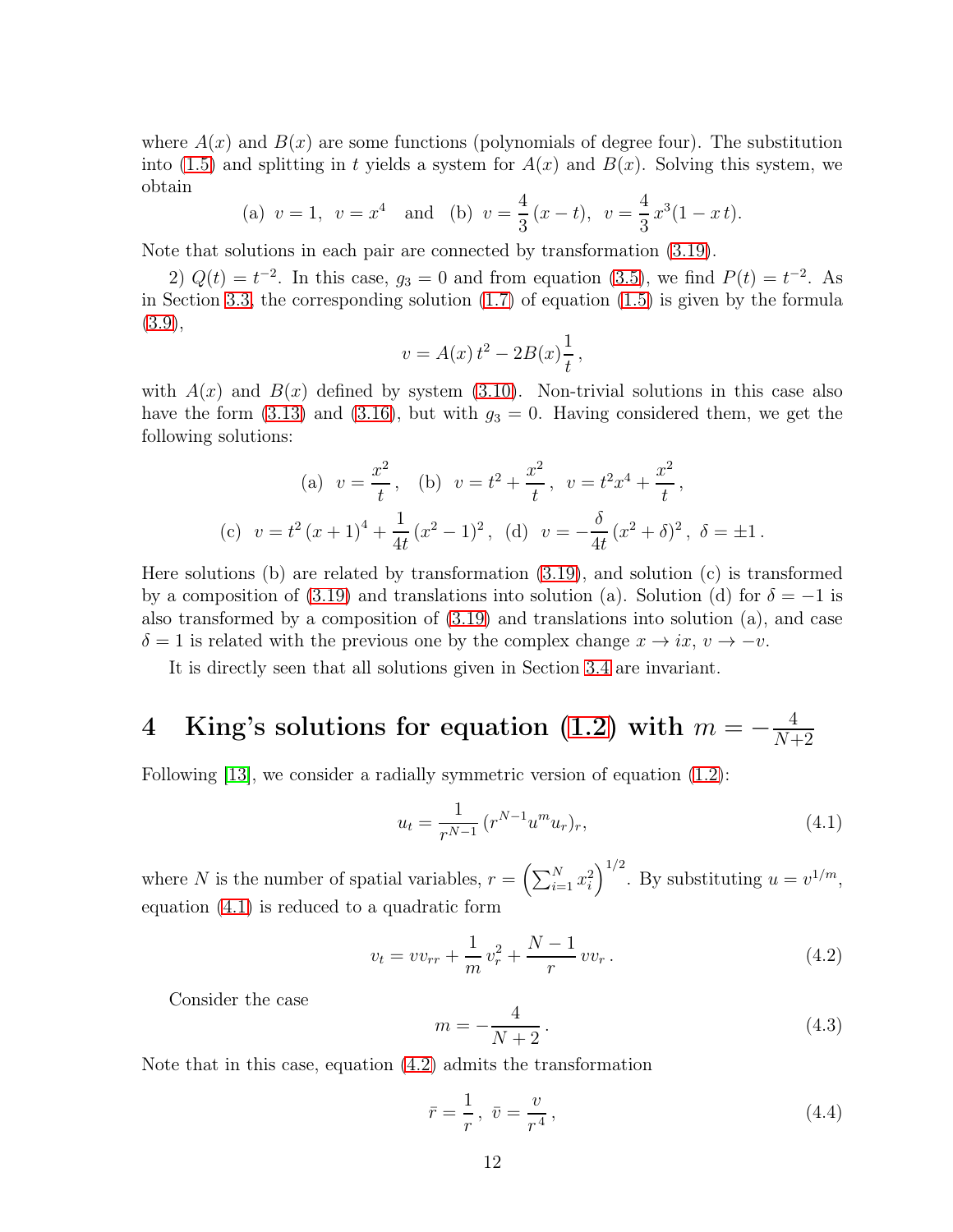where $A(x)$ and $B(x)$ are some functions (polynomials of degree four). The substitution into (1.5) and splitting in $t$ yields a system for $A(x)$ and $B(x)$. Solving this system, we obtain

$$\text{(a)}\ \ v = 1,\ \ v = x^4 \quad \text{and} \quad \text{(b)}\ \ v = \frac{4}{3}\,(x - t),\ \ v = \frac{4}{3}\,x^3(1 - x\,t).$$

Note that solutions in each pair are connected by transformation (3.19).

2) $Q(t) = t^{-2}$. In this case, $g_3 = 0$ and from equation (3.5), we find $P(t) = t^{-2}$. As in Section 3.3, the corresponding solution (1.7) of equation (1.5) is given by the formula (3.9),

$$v = A(x)\,t^2 - 2B(x)\frac{1}{t}\,,$$

with $A(x)$ and $B(x)$ defined by system (3.10). Non-trivial solutions in this case also have the form (3.13) and (3.16), but with $g_3 = 0$. Having considered them, we get the following solutions:

$$\text{(a)}\ \ v = \frac{x^2}{t}\,, \quad \text{(b)}\ \ v = t^2 + \frac{x^2}{t}\,,\ \ v = t^2x^4 + \frac{x^2}{t}\,,$$

$$\text{(c)}\ \ v = t^2\,(x+1)^4 + \frac{1}{4t}\,(x^2 - 1)^2\,,\ \ \text{(d)}\ \ v = -\frac{\delta}{4t}\,(x^2 + \delta)^2\,,\ \delta = \pm 1\,.$$

Here solutions (b) are related by transformation (3.19), and solution (c) is transformed by a composition of (3.19) and translations into solution (a). Solution (d) for $\delta = -1$ is also transformed by a composition of (3.19) and translations into solution (a), and case $\delta = 1$ is related with the previous one by the complex change $x \to ix$, $v \to -v$.

It is directly seen that all solutions given in Section 3.4 are invariant.

# 4 King's solutions for equation (1.2) with $m = -\frac{4}{N+2}$

Following [13], we consider a radially symmetric version of equation (1.2):

$$u_t = \frac{1}{r^{N-1}}\,(r^{N-1}u^m u_r)_r, \tag{4.1}$$

where $N$ is the number of spatial variables, $r = \left(\sum_{i=1}^{N} x_i^2\right)^{1/2}$. By substituting $u = v^{1/m}$, equation (4.1) is reduced to a quadratic form

$$v_t = vv_{rr} + \frac{1}{m}\,v_r^2 + \frac{N-1}{r}\,vv_r\,. \tag{4.2}$$

Consider the case

$$m = -\frac{4}{N+2}\,. \tag{4.3}$$

Note that in this case, equation (4.2) admits the transformation

$$\bar{r} = \frac{1}{r}\,,\ \ \bar{v} = \frac{v}{r^{\,4}}\,, \tag{4.4}$$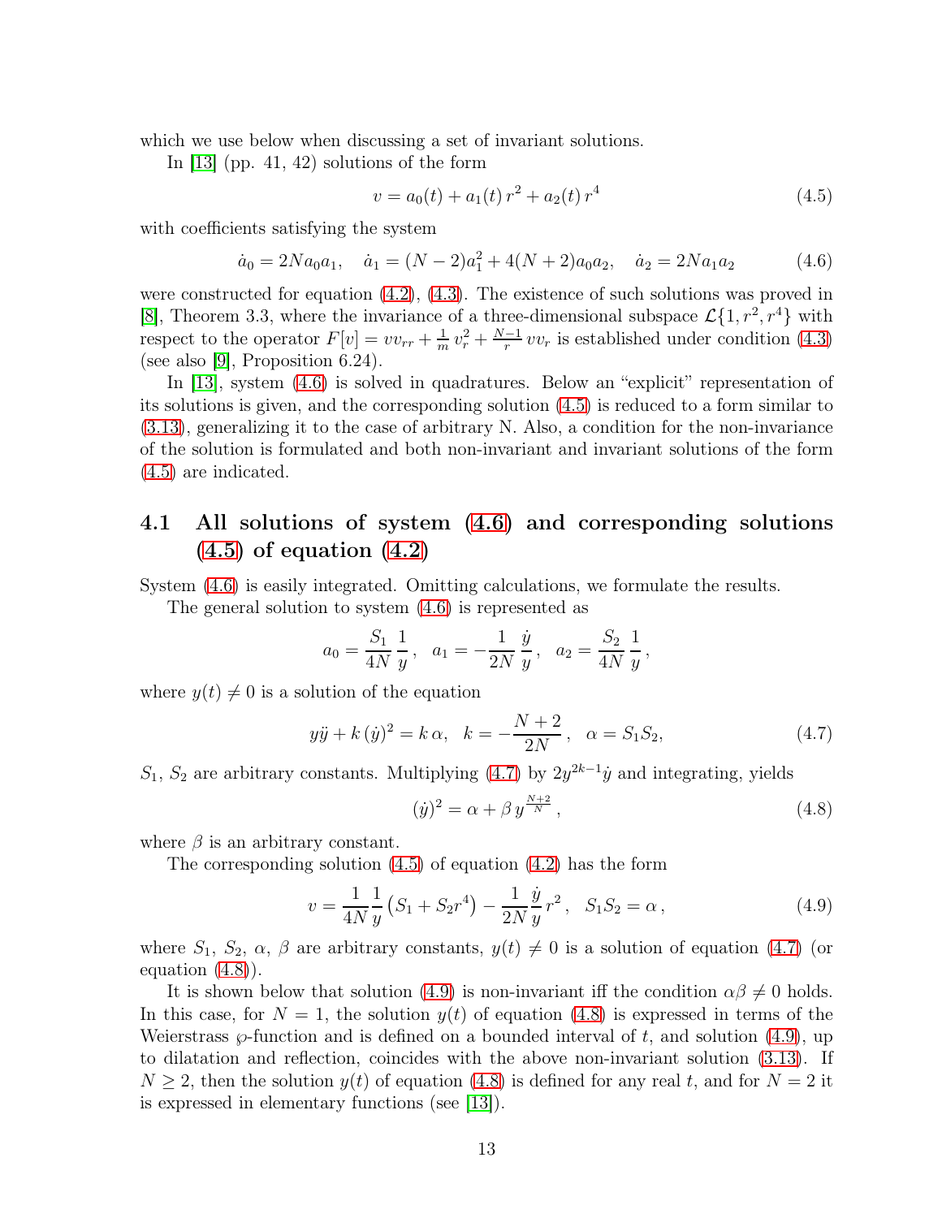which we use below when discussing a set of invariant solutions.

In [13] (pp. 41, 42) solutions of the form

$$v = a_0(t) + a_1(t)\, r^2 + a_2(t)\, r^4 \tag{4.5}$$

with coefficients satisfying the system

$$\dot{a}_0 = 2Na_0a_1, \quad \dot{a}_1 = (N-2)a_1^2 + 4(N+2)a_0a_2, \quad \dot{a}_2 = 2Na_1a_2 \tag{4.6}$$

were constructed for equation (4.2), (4.3). The existence of such solutions was proved in [8], Theorem 3.3, where the invariance of a three-dimensional subspace $\mathcal{L}\{1, r^2, r^4\}$ with respect to the operator $F[v] = vv_{rr} + \frac{1}{m}v_r^2 + \frac{N-1}{r}vv_r$ is established under condition (4.3) (see also [9], Proposition 6.24).

In [13], system (4.6) is solved in quadratures. Below an "explicit" representation of its solutions is given, and the corresponding solution (4.5) is reduced to a form similar to (3.13), generalizing it to the case of arbitrary N. Also, a condition for the non-invariance of the solution is formulated and both non-invariant and invariant solutions of the form (4.5) are indicated.

## 4.1 All solutions of system (4.6) and corresponding solutions (4.5) of equation (4.2)

System (4.6) is easily integrated. Omitting calculations, we formulate the results.

The general solution to system (4.6) is represented as

$$a_0 = \frac{S_1}{4N}\frac{1}{y}, \quad a_1 = -\frac{1}{2N}\frac{\dot{y}}{y}, \quad a_2 = \frac{S_2}{4N}\frac{1}{y},$$

where $y(t) \neq 0$ is a solution of the equation

$$y\ddot{y} + k\,(\dot{y})^2 = k\,\alpha, \quad k = -\frac{N+2}{2N}, \quad \alpha = S_1S_2, \tag{4.7}$$

$S_1$, $S_2$ are arbitrary constants. Multiplying (4.7) by $2y^{2k-1}\dot{y}$ and integrating, yields

$$(\dot{y})^2 = \alpha + \beta\, y^{\frac{N+2}{N}}, \tag{4.8}$$

where $\beta$ is an arbitrary constant.

The corresponding solution (4.5) of equation (4.2) has the form

$$v = \frac{1}{4N}\frac{1}{y}\left(S_1 + S_2r^4\right) - \frac{1}{2N}\frac{\dot{y}}{y}\,r^2, \quad S_1S_2 = \alpha, \tag{4.9}$$

where $S_1$, $S_2$, $\alpha$, $\beta$ are arbitrary constants, $y(t) \neq 0$ is a solution of equation (4.7) (or equation (4.8)).

It is shown below that solution (4.9) is non-invariant iff the condition $\alpha\beta \neq 0$ holds. In this case, for $N = 1$, the solution $y(t)$ of equation (4.8) is expressed in terms of the Weierstrass $\wp$-function and is defined on a bounded interval of $t$, and solution (4.9), up to dilatation and reflection, coincides with the above non-invariant solution (3.13). If $N \geq 2$, then the solution $y(t)$ of equation (4.8) is defined for any real $t$, and for $N = 2$ it is expressed in elementary functions (see [13]).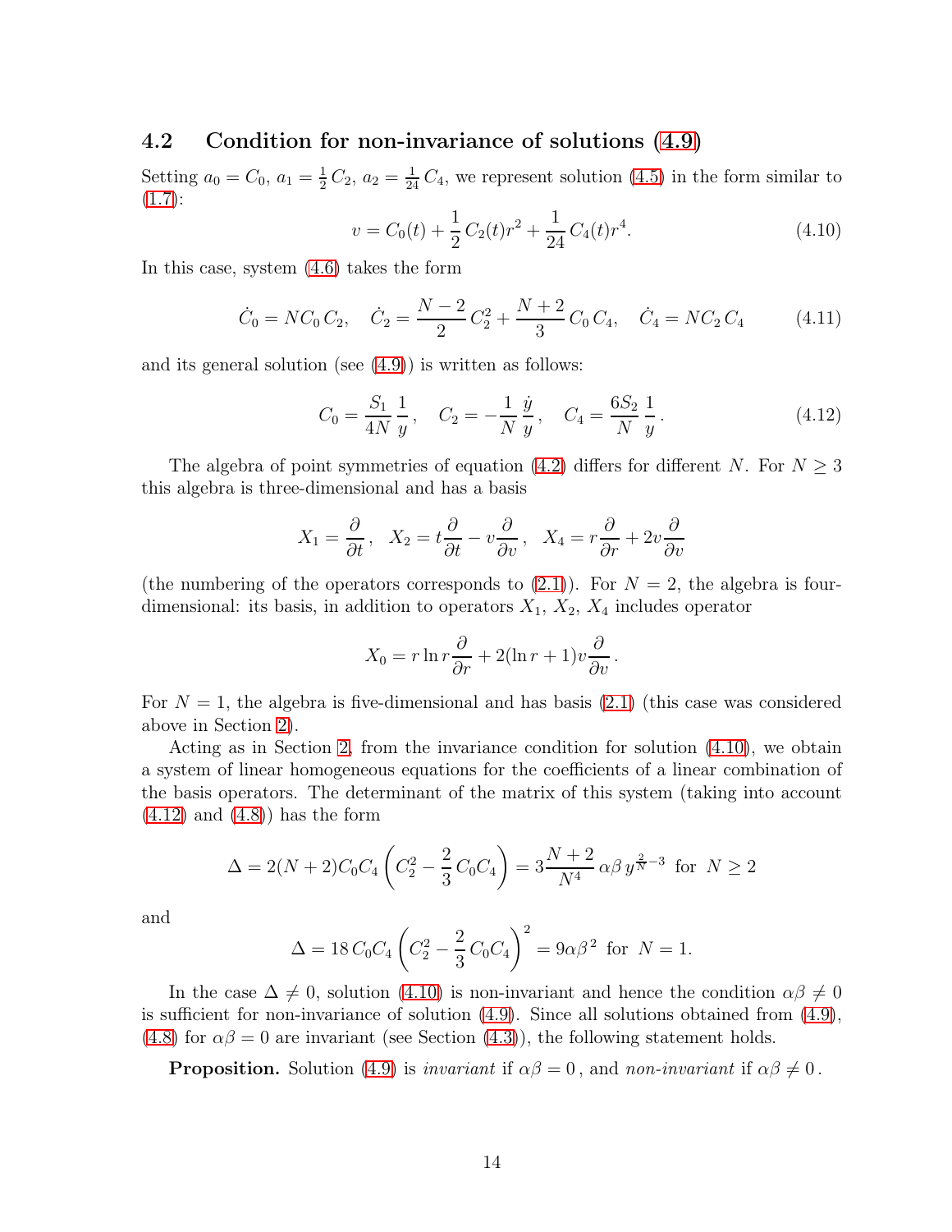### 4.2 Condition for non-invariance of solutions (4.9)

Setting $a_0 = C_0$, $a_1 = \frac{1}{2}C_2$, $a_2 = \frac{1}{24}C_4$, we represent solution (4.5) in the form similar to (1.7):

$$v = C_0(t) + \frac{1}{2}C_2(t)r^2 + \frac{1}{24}C_4(t)r^4. \tag{4.10}$$

In this case, system (4.6) takes the form

$$\dot{C}_0 = NC_0\,C_2, \quad \dot{C}_2 = \frac{N-2}{2}C_2^2 + \frac{N+2}{3}C_0\,C_4, \quad \dot{C}_4 = NC_2\,C_4 \tag{4.11}$$

and its general solution (see (4.9)) is written as follows:

$$C_0 = \frac{S_1}{4N}\,\frac{1}{y}, \quad C_2 = -\frac{1}{N}\,\frac{\dot{y}}{y}, \quad C_4 = \frac{6S_2}{N}\,\frac{1}{y}. \tag{4.12}$$

The algebra of point symmetries of equation (4.2) differs for different $N$. For $N \geq 3$ this algebra is three-dimensional and has a basis

$$X_1 = \frac{\partial}{\partial t}, \quad X_2 = t\frac{\partial}{\partial t} - v\frac{\partial}{\partial v}, \quad X_4 = r\frac{\partial}{\partial r} + 2v\frac{\partial}{\partial v}$$

(the numbering of the operators corresponds to (2.1)). For $N = 2$, the algebra is four-dimensional: its basis, in addition to operators $X_1$, $X_2$, $X_4$ includes operator

$$X_0 = r\ln r\frac{\partial}{\partial r} + 2(\ln r + 1)v\frac{\partial}{\partial v}.$$

For $N = 1$, the algebra is five-dimensional and has basis (2.1) (this case was considered above in Section 2).

Acting as in Section 2, from the invariance condition for solution (4.10), we obtain a system of linear homogeneous equations for the coefficients of a linear combination of the basis operators. The determinant of the matrix of this system (taking into account (4.12) and (4.8)) has the form

$$\Delta = 2(N+2)C_0C_4\left(C_2^2 - \frac{2}{3}\,C_0C_4\right) = 3\frac{N+2}{N^4}\,\alpha\beta\,y^{\frac{2}{N}-3} \ \text{ for } \ N \geq 2$$

and

$$\Delta = 18\,C_0C_4\left(C_2^2 - \frac{2}{3}\,C_0C_4\right)^2 = 9\alpha\beta^2 \ \text{ for } \ N = 1.$$

In the case $\Delta \neq 0$, solution (4.10) is non-invariant and hence the condition $\alpha\beta \neq 0$ is sufficient for non-invariance of solution (4.9). Since all solutions obtained from (4.9), (4.8) for $\alpha\beta = 0$ are invariant (see Section (4.3)), the following statement holds.

**Proposition.** Solution (4.9) is *invariant* if $\alpha\beta = 0$, and *non-invariant* if $\alpha\beta \neq 0$.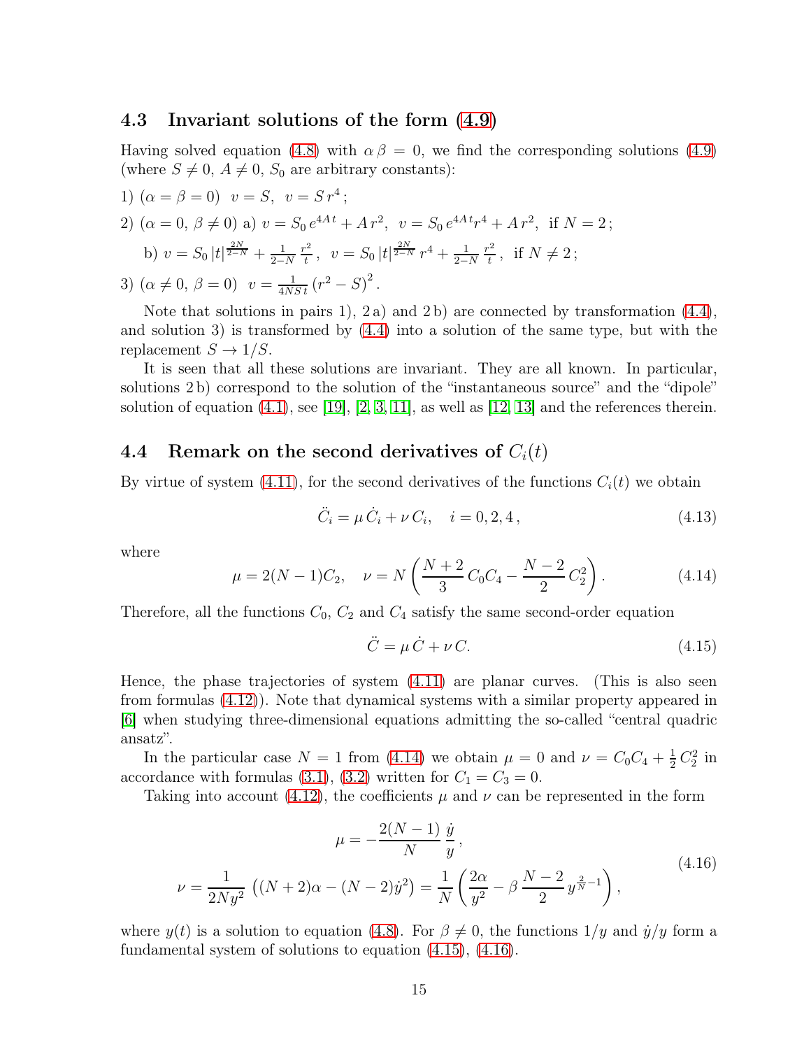### 4.3 Invariant solutions of the form (4.9)

Having solved equation (4.8) with $\alpha\,\beta = 0$, we find the corresponding solutions (4.9) (where $S \neq 0$, $A \neq 0$, $S_0$ are arbitrary constants):

1) $(\alpha = \beta = 0)$ $\;v = S,\;\; v = S\,r^4\,;$

2) $(\alpha = 0,\, \beta \neq 0)$ a) $v = S_0\,e^{4A\,t} + A\,r^2,\;\; v = S_0\,e^{4A\,t}r^4 + A\,r^2,\;$ if $N = 2\,;$

   b) $v = S_0\,|t|^{\frac{2N}{2-N}} + \frac{1}{2-N}\,\frac{r^2}{t}\,,\;\; v = S_0\,|t|^{\frac{2N}{2-N}}\,r^4 + \frac{1}{2-N}\,\frac{r^2}{t}\,,\;$ if $N \neq 2\,;$

3) $(\alpha \neq 0,\, \beta = 0)$ $\;v = \frac{1}{4NS\,t}\,(r^2 - S)^2\,.$

Note that solutions in pairs 1), 2 a) and 2 b) are connected by transformation (4.4), and solution 3) is transformed by (4.4) into a solution of the same type, but with the replacement $S \to 1/S$.

It is seen that all these solutions are invariant. They are all known. In particular, solutions 2 b) correspond to the solution of the "instantaneous source" and the "dipole" solution of equation (4.1), see [19], [2, 3, 11], as well as [12, 13] and the references therein.

### 4.4 Remark on the second derivatives of $C_i(t)$

By virtue of system (4.11), for the second derivatives of the functions $C_i(t)$ we obtain

$$\ddot{C}_i = \mu\,\dot{C}_i + \nu\,C_i, \quad i = 0, 2, 4\,, \tag{4.13}$$

where

$$\mu = 2(N-1)C_2, \quad \nu = N\left(\frac{N+2}{3}\,C_0C_4 - \frac{N-2}{2}\,C_2^2\right). \tag{4.14}$$

Therefore, all the functions $C_0$, $C_2$ and $C_4$ satisfy the same second-order equation

$$\ddot{C} = \mu\,\dot{C} + \nu\,C. \tag{4.15}$$

Hence, the phase trajectories of system (4.11) are planar curves. (This is also seen from formulas (4.12)). Note that dynamical systems with a similar property appeared in [6] when studying three-dimensional equations admitting the so-called "central quadric ansatz".

In the particular case $N = 1$ from (4.14) we obtain $\mu = 0$ and $\nu = C_0C_4 + \frac{1}{2}\,C_2^2$ in accordance with formulas (3.1), (3.2) written for $C_1 = C_3 = 0$.

Taking into account (4.12), the coefficients $\mu$ and $\nu$ can be represented in the form

$$\begin{aligned} \mu &= -\frac{2(N-1)}{N}\,\frac{\dot{y}}{y}\,, \\ \nu &= \frac{1}{2Ny^2}\,\left((N+2)\alpha - (N-2)\dot{y}^2\right) = \frac{1}{N}\left(\frac{2\alpha}{y^2} - \beta\,\frac{N-2}{2}\,y^{\frac{2}{N}-1}\right), \end{aligned} \tag{4.16}$$

where $y(t)$ is a solution to equation (4.8). For $\beta \neq 0$, the functions $1/y$ and $\dot{y}/y$ form a fundamental system of solutions to equation (4.15), (4.16).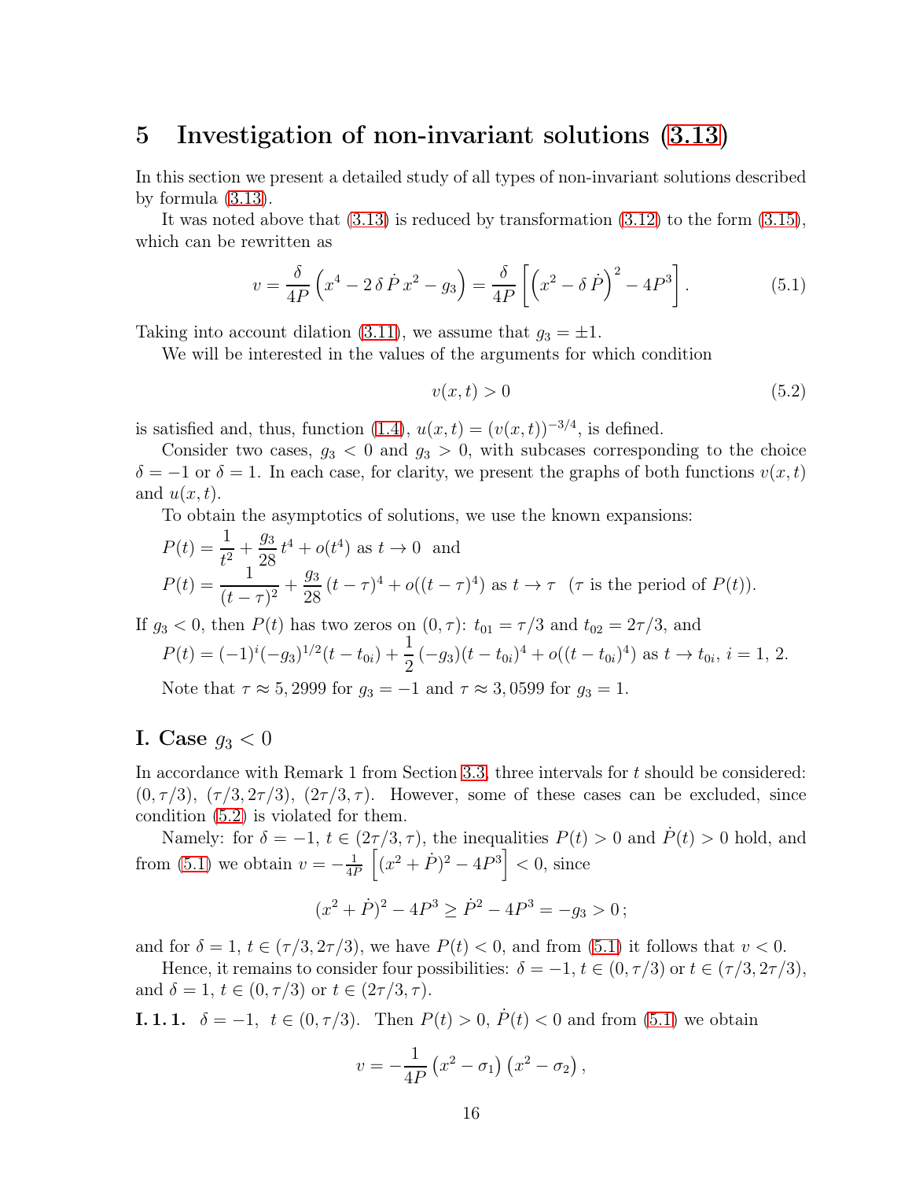## 5 Investigation of non-invariant solutions (3.13)

In this section we present a detailed study of all types of non-invariant solutions described by formula (3.13).

It was noted above that (3.13) is reduced by transformation (3.12) to the form (3.15), which can be rewritten as

$$v = \frac{\delta}{4P}\left(x^4 - 2\,\delta\,\dot{P}\,x^2 - g_3\right) = \frac{\delta}{4P}\left[\left(x^2 - \delta\,\dot{P}\right)^2 - 4P^3\right]. \tag{5.1}$$

Taking into account dilation (3.11), we assume that $g_3 = \pm 1$.

We will be interested in the values of the arguments for which condition

$$v(x,t) > 0 \tag{5.2}$$

is satisfied and, thus, function (1.4), $u(x,t) = (v(x,t))^{-3/4}$, is defined.

Consider two cases, $g_3 < 0$ and $g_3 > 0$, with subcases corresponding to the choice $\delta = -1$ or $\delta = 1$. In each case, for clarity, we present the graphs of both functions $v(x,t)$ and $u(x,t)$.

To obtain the asymptotics of solutions, we use the known expansions:

$P(t) = \dfrac{1}{t^2} + \dfrac{g_3}{28}\,t^4 + o(t^4)$ as $t \to 0$ and

$P(t) = \dfrac{1}{(t-\tau)^2} + \dfrac{g_3}{28}\,(t-\tau)^4 + o((t-\tau)^4)$ as $t \to \tau$ ($\tau$ is the period of $P(t)$).

If $g_3 < 0$, then $P(t)$ has two zeros on $(0,\tau)$: $t_{01} = \tau/3$ and $t_{02} = 2\tau/3$, and

$P(t) = (-1)^i(-g_3)^{1/2}(t - t_{0i}) + \dfrac{1}{2}\,(-g_3)(t - t_{0i})^4 + o((t - t_{0i})^4)$ as $t \to t_{0i}$, $i = 1, 2$.

Note that $\tau \approx 5,2999$ for $g_3 = -1$ and $\tau \approx 3,0599$ for $g_3 = 1$.

### I. Case $g_3 < 0$

In accordance with Remark 1 from Section 3.3, three intervals for $t$ should be considered: $(0,\tau/3)$, $(\tau/3, 2\tau/3)$, $(2\tau/3, \tau)$. However, some of these cases can be excluded, since condition (5.2) is violated for them.

Namely: for $\delta = -1$, $t \in (2\tau/3, \tau)$, the inequalities $P(t) > 0$ and $\dot{P}(t) > 0$ hold, and from (5.1) we obtain $v = -\frac{1}{4P}\left[(x^2 + \dot{P})^2 - 4P^3\right] < 0$, since

$$(x^2 + \dot{P})^2 - 4P^3 \geq \dot{P}^2 - 4P^3 = -g_3 > 0\,;$$

and for $\delta = 1$, $t \in (\tau/3, 2\tau/3)$, we have $P(t) < 0$, and from (5.1) it follows that $v < 0$.

Hence, it remains to consider four possibilities: $\delta = -1$, $t \in (0,\tau/3)$ or $t \in (\tau/3, 2\tau/3)$, and $\delta = 1$, $t \in (0,\tau/3)$ or $t \in (2\tau/3, \tau)$.

**I. 1. 1.** $\delta = -1$, $t \in (0,\tau/3)$. Then $P(t) > 0$, $\dot{P}(t) < 0$ and from (5.1) we obtain

$$v = -\frac{1}{4P}\left(x^2 - \sigma_1\right)\left(x^2 - \sigma_2\right),$$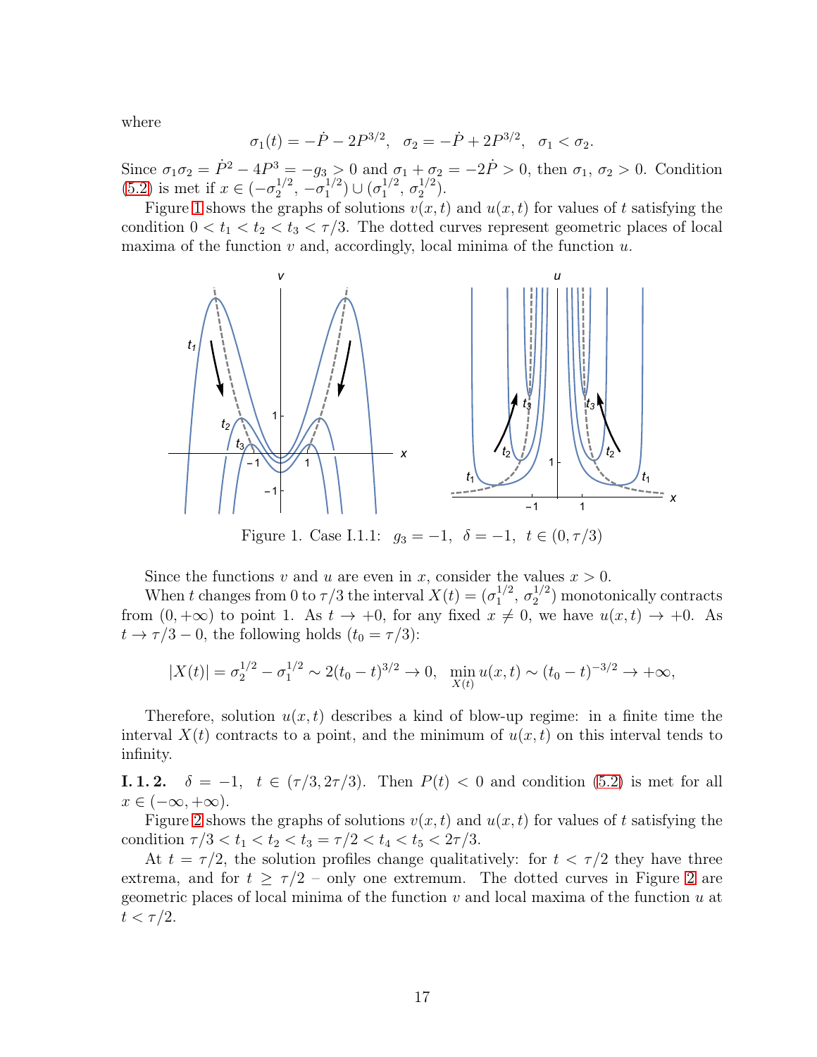where

$$\sigma_1(t) = -\dot{P} - 2P^{3/2}, \quad \sigma_2 = -\dot{P} + 2P^{3/2}, \quad \sigma_1 < \sigma_2.$$

Since $\sigma_1\sigma_2 = \dot{P}^2 - 4P^3 = -g_3 > 0$ and $\sigma_1 + \sigma_2 = -2\dot{P} > 0$, then $\sigma_1, \sigma_2 > 0$. Condition (5.2) is met if $x \in (-\sigma_2^{1/2}, -\sigma_1^{1/2}) \cup (\sigma_1^{1/2}, \sigma_2^{1/2})$.

Figure 1 shows the graphs of solutions $v(x,t)$ and $u(x,t)$ for values of $t$ satisfying the condition $0 < t_1 < t_2 < t_3 < \tau/3$. The dotted curves represent geometric places of local maxima of the function $v$ and, accordingly, local minima of the function $u$.

Figure 1. Case I.1.1: $g_3 = -1$, $\delta = -1$, $t \in (0, \tau/3)$

Since the functions $v$ and $u$ are even in $x$, consider the values $x > 0$.

When $t$ changes from 0 to $\tau/3$ the interval $X(t) = (\sigma_1^{1/2}, \sigma_2^{1/2})$ monotonically contracts from $(0, +\infty)$ to point 1. As $t \to +0$, for any fixed $x \neq 0$, we have $u(x,t) \to +0$. As $t \to \tau/3 - 0$, the following holds ($t_0 = \tau/3$):

$$|X(t)| = \sigma_2^{1/2} - \sigma_1^{1/2} \sim 2(t_0 - t)^{3/2} \to 0, \quad \min_{X(t)} u(x,t) \sim (t_0 - t)^{-3/2} \to +\infty,$$

Therefore, solution $u(x,t)$ describes a kind of blow-up regime: in a finite time the interval $X(t)$ contracts to a point, and the minimum of $u(x,t)$ on this interval tends to infinity.

**I. 1. 2.** $\delta = -1$, $t \in (\tau/3, 2\tau/3)$. Then $P(t) < 0$ and condition (5.2) is met for all $x \in (-\infty, +\infty)$.

Figure 2 shows the graphs of solutions $v(x,t)$ and $u(x,t)$ for values of $t$ satisfying the condition $\tau/3 < t_1 < t_2 < t_3 = \tau/2 < t_4 < t_5 < 2\tau/3$.

At $t = \tau/2$, the solution profiles change qualitatively: for $t < \tau/2$ they have three extrema, and for $t \geq \tau/2$ – only one extremum. The dotted curves in Figure 2 are geometric places of local minima of the function $v$ and local maxima of the function $u$ at $t < \tau/2$.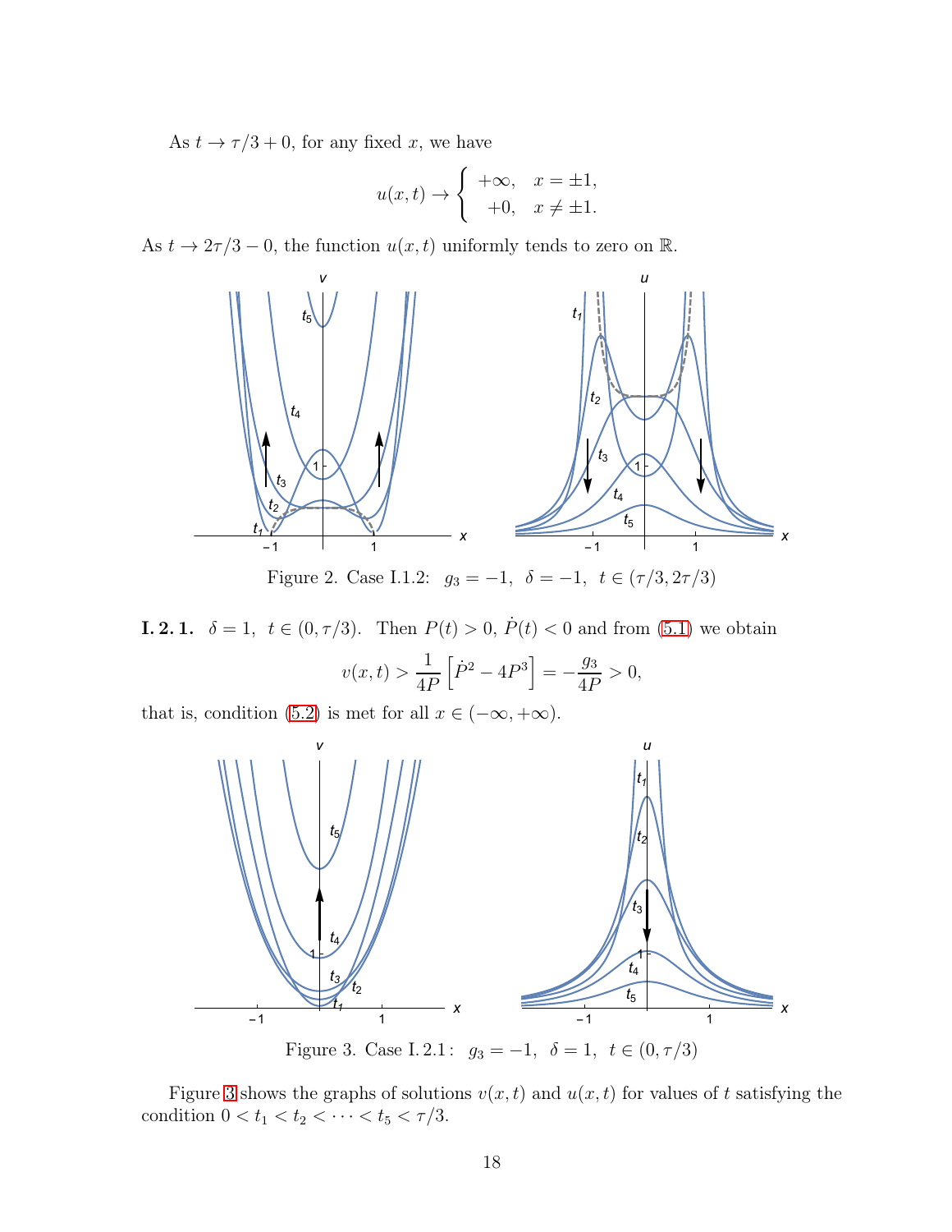As $t \to \tau/3 + 0$, for any fixed $x$, we have

$$u(x,t) \to \begin{cases} +\infty, & x = \pm 1, \\ +0, & x \neq \pm 1. \end{cases}$$

As $t \to 2\tau/3 - 0$, the function $u(x,t)$ uniformly tends to zero on $\mathbb{R}$.

Figure 2. Case I.1.2: $g_3 = -1$, $\delta = -1$, $t \in (\tau/3, 2\tau/3)$

**I. 2. 1.** $\delta = 1$, $t \in (0, \tau/3)$. Then $P(t) > 0$, $\dot{P}(t) < 0$ and from (5.1) we obtain

$$v(x,t) > \frac{1}{4P}\left[\dot{P}^2 - 4P^3\right] = -\frac{g_3}{4P} > 0,$$

that is, condition (5.2) is met for all $x \in (-\infty, +\infty)$.

Figure 3. Case I. 2.1: $g_3 = -1$, $\delta = 1$, $t \in (0, \tau/3)$

Figure 3 shows the graphs of solutions $v(x,t)$ and $u(x,t)$ for values of $t$ satisfying the condition $0 < t_1 < t_2 < \cdots < t_5 < \tau/3$.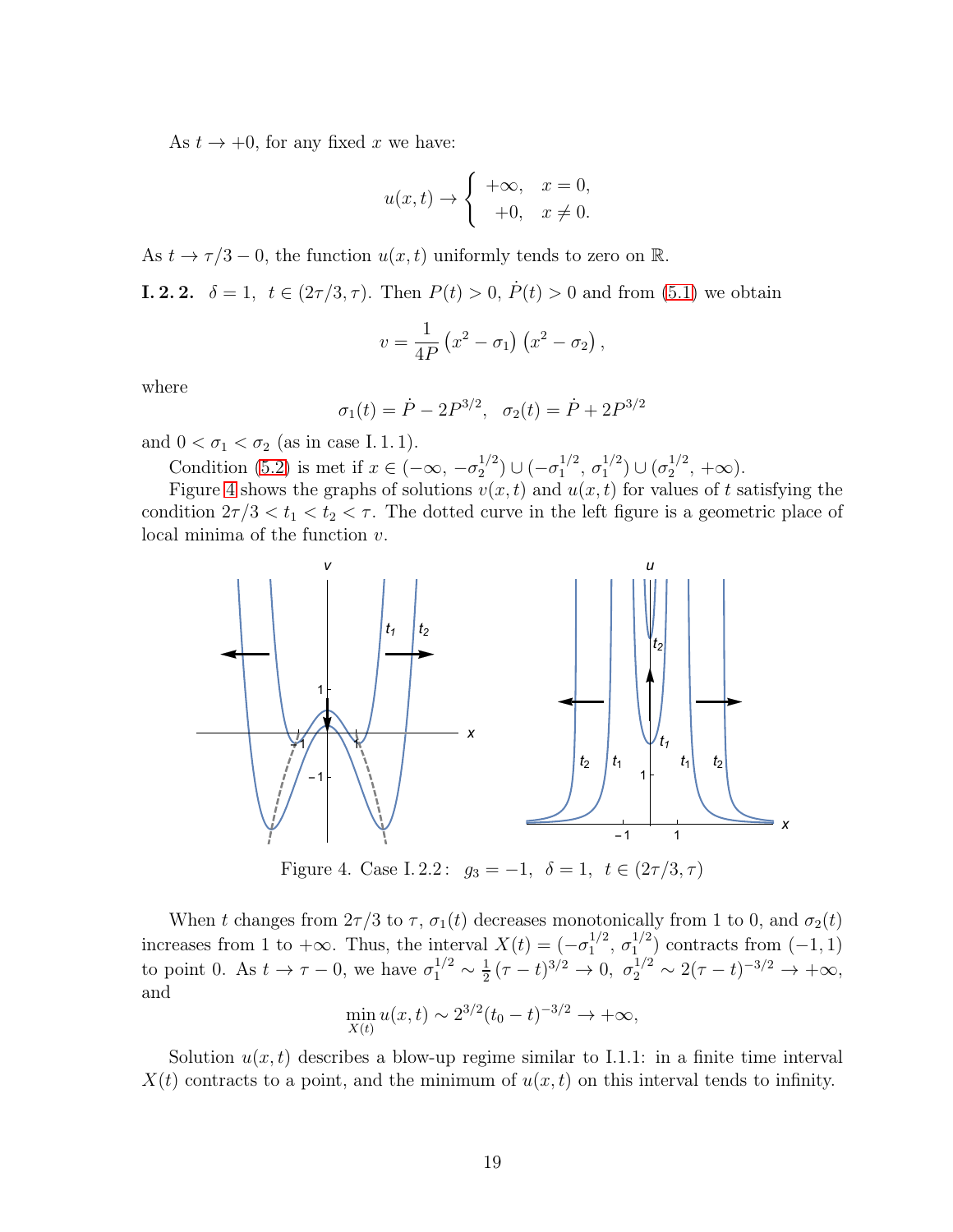As $t \to +0$, for any fixed $x$ we have:

$$u(x,t) \to \begin{cases} +\infty, & x = 0, \\ +0, & x \neq 0. \end{cases}$$

As $t \to \tau/3 - 0$, the function $u(x,t)$ uniformly tends to zero on $\mathbb{R}$.

**I. 2. 2.** $\delta = 1$, $t \in (2\tau/3, \tau)$. Then $P(t) > 0$, $\dot{P}(t) > 0$ and from (5.1) we obtain

$$v = \frac{1}{4P}\left(x^2 - \sigma_1\right)\left(x^2 - \sigma_2\right),$$

where

$$\sigma_1(t) = \dot{P} - 2P^{3/2}, \quad \sigma_2(t) = \dot{P} + 2P^{3/2}$$

and $0 < \sigma_1 < \sigma_2$ (as in case I. 1. 1).

Condition (5.2) is met if $x \in (-\infty, -\sigma_2^{1/2}) \cup (-\sigma_1^{1/2}, \sigma_1^{1/2}) \cup (\sigma_2^{1/2}, +\infty)$.

Figure 4 shows the graphs of solutions $v(x,t)$ and $u(x,t)$ for values of $t$ satisfying the condition $2\tau/3 < t_1 < t_2 < \tau$. The dotted curve in the left figure is a geometric place of local minima of the function $v$.

Figure 4. Case I. 2.2 : $g_3 = -1$, $\delta = 1$, $t \in (2\tau/3, \tau)$

When $t$ changes from $2\tau/3$ to $\tau$, $\sigma_1(t)$ decreases monotonically from 1 to 0, and $\sigma_2(t)$ increases from 1 to $+\infty$. Thus, the interval $X(t) = (-\sigma_1^{1/2}, \sigma_1^{1/2})$ contracts from $(-1, 1)$ to point 0. As $t \to \tau - 0$, we have $\sigma_1^{1/2} \sim \frac{1}{2}(\tau - t)^{3/2} \to 0$, $\sigma_2^{1/2} \sim 2(\tau - t)^{-3/2} \to +\infty$, and

$$\min_{X(t)} u(x,t) \sim 2^{3/2}(t_0 - t)^{-3/2} \to +\infty,$$

Solution $u(x,t)$ describes a blow-up regime similar to I.1.1: in a finite time interval $X(t)$ contracts to a point, and the minimum of $u(x,t)$ on this interval tends to infinity.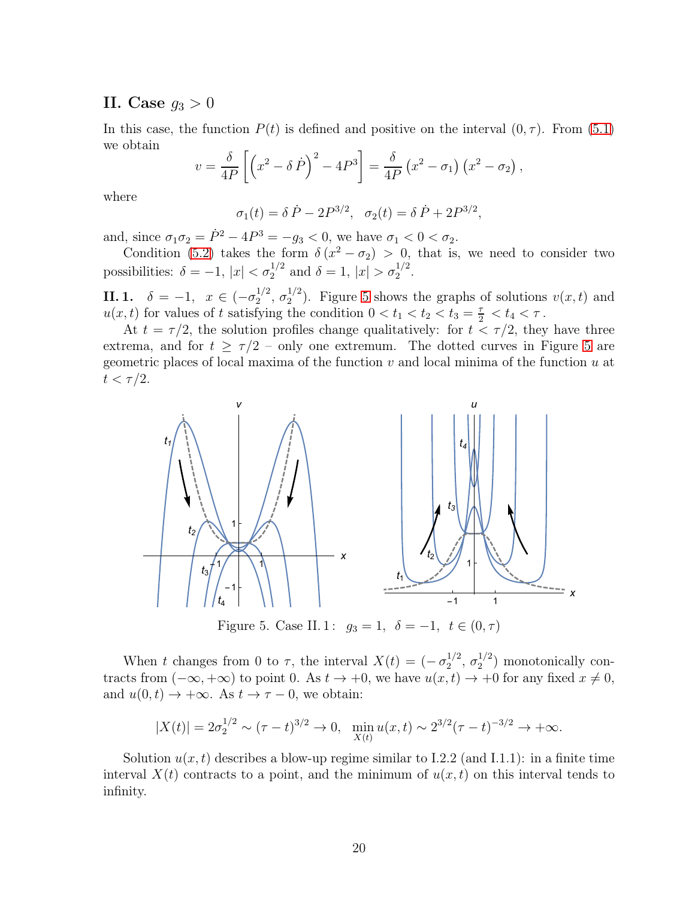## II. Case $g_3 > 0$

In this case, the function $P(t)$ is defined and positive on the interval $(0, \tau)$. From (5.1) we obtain

$$v = \frac{\delta}{4P}\left[\left(x^2 - \delta\,\dot{P}\right)^2 - 4P^3\right] = \frac{\delta}{4P}\left(x^2 - \sigma_1\right)\left(x^2 - \sigma_2\right),$$

where

$$\sigma_1(t) = \delta\,\dot{P} - 2P^{3/2}, \quad \sigma_2(t) = \delta\,\dot{P} + 2P^{3/2},$$

and, since $\sigma_1\sigma_2 = \dot{P}^2 - 4P^3 = -g_3 < 0$, we have $\sigma_1 < 0 < \sigma_2$.

Condition (5.2) takes the form $\delta\,(x^2 - \sigma_2) > 0$, that is, we need to consider two possibilities: $\delta = -1$, $|x| < \sigma_2^{1/2}$ and $\delta = 1$, $|x| > \sigma_2^{1/2}$.

**II. 1.** $\delta = -1$, $x \in (-\sigma_2^{1/2}, \sigma_2^{1/2})$. Figure 5 shows the graphs of solutions $v(x,t)$ and $u(x,t)$ for values of $t$ satisfying the condition $0 < t_1 < t_2 < t_3 = \frac{\tau}{2} < t_4 < \tau$.

At $t = \tau/2$, the solution profiles change qualitatively: for $t < \tau/2$, they have three extrema, and for $t \geq \tau/2$ – only one extremum. The dotted curves in Figure 5 are geometric places of local maxima of the function $v$ and local minima of the function $u$ at $t < \tau/2$.

Figure 5. Case II. 1 : $g_3 = 1$, $\delta = -1$, $t \in (0, \tau)$

When $t$ changes from 0 to $\tau$, the interval $X(t) = (-\sigma_2^{1/2}, \sigma_2^{1/2})$ monotonically contracts from $(-\infty, +\infty)$ to point 0. As $t \to +0$, we have $u(x,t) \to +0$ for any fixed $x \neq 0$, and $u(0,t) \to +\infty$. As $t \to \tau - 0$, we obtain:

$$|X(t)| = 2\sigma_2^{1/2} \sim (\tau - t)^{3/2} \to 0, \quad \min_{X(t)} u(x,t) \sim 2^{3/2}(\tau - t)^{-3/2} \to +\infty.$$

Solution $u(x,t)$ describes a blow-up regime similar to I.2.2 (and I.1.1): in a finite time interval $X(t)$ contracts to a point, and the minimum of $u(x,t)$ on this interval tends to infinity.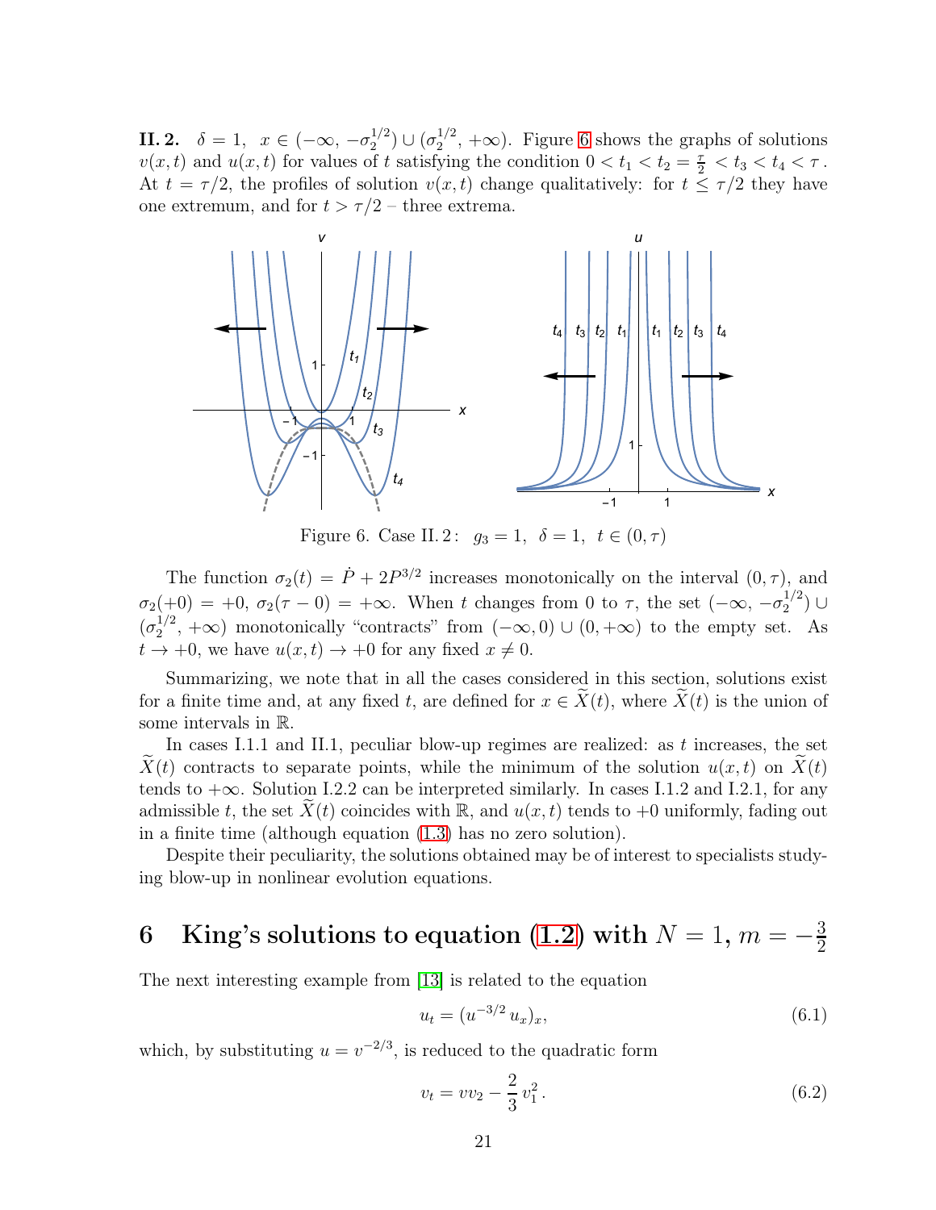**II. 2.** $\delta = 1$, $x \in (-\infty, -\sigma_2^{1/2}) \cup (\sigma_2^{1/2}, +\infty)$. Figure 6 shows the graphs of solutions $v(x,t)$ and $u(x,t)$ for values of $t$ satisfying the condition $0 < t_1 < t_2 = \frac{\tau}{2} < t_3 < t_4 < \tau$. At $t = \tau/2$, the profiles of solution $v(x,t)$ change qualitatively: for $t \le \tau/2$ they have one extremum, and for $t > \tau/2$ – three extrema.

Figure 6. Case II. 2: $g_3 = 1$, $\delta = 1$, $t \in (0, \tau)$

The function $\sigma_2(t) = \dot{P} + 2P^{3/2}$ increases monotonically on the interval $(0, \tau)$, and $\sigma_2(+0) = +0$, $\sigma_2(\tau - 0) = +\infty$. When $t$ changes from 0 to $\tau$, the set $(-\infty, -\sigma_2^{1/2}) \cup (\sigma_2^{1/2}, +\infty)$ monotonically "contracts" from $(-\infty, 0) \cup (0, +\infty)$ to the empty set. As $t \to +0$, we have $u(x,t) \to +0$ for any fixed $x \neq 0$.

Summarizing, we note that in all the cases considered in this section, solutions exist for a finite time and, at any fixed $t$, are defined for $x \in \widetilde{X}(t)$, where $\widetilde{X}(t)$ is the union of some intervals in $\mathbb{R}$.

In cases I.1.1 and II.1, peculiar blow-up regimes are realized: as $t$ increases, the set $\widetilde{X}(t)$ contracts to separate points, while the minimum of the solution $u(x,t)$ on $\widetilde{X}(t)$ tends to $+\infty$. Solution I.2.2 can be interpreted similarly. In cases I.1.2 and I.2.1, for any admissible $t$, the set $\widetilde{X}(t)$ coincides with $\mathbb{R}$, and $u(x,t)$ tends to $+0$ uniformly, fading out in a finite time (although equation (1.3) has no zero solution).

Despite their peculiarity, the solutions obtained may be of interest to specialists studying blow-up in nonlinear evolution equations.

# 6 King's solutions to equation (1.2) with $N = 1$, $m = -\frac{3}{2}$

The next interesting example from [13] is related to the equation

$$u_t = (u^{-3/2}\, u_x)_x, \tag{6.1}$$

which, by substituting $u = v^{-2/3}$, is reduced to the quadratic form

$$v_t = v v_2 - \frac{2}{3}\, v_1^2\,. \tag{6.2}$$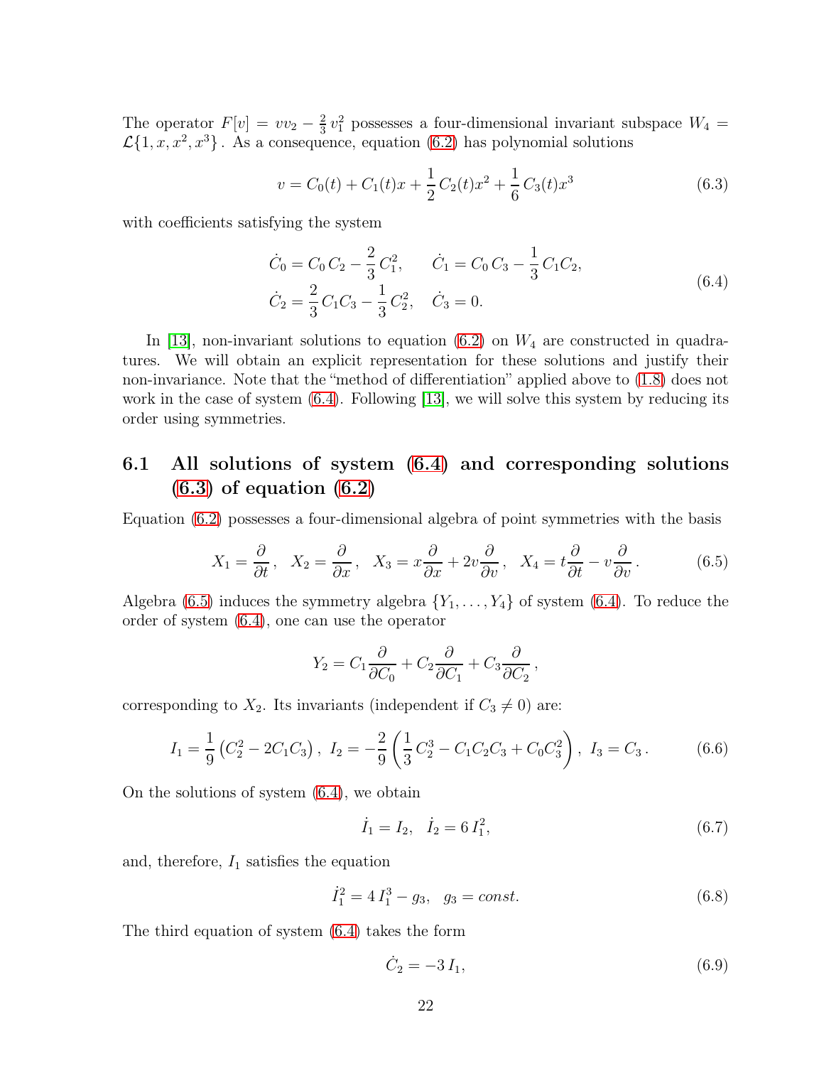The operator $F[v] = vv_2 - \frac{2}{3}\,v_1^2$ possesses a four-dimensional invariant subspace $W_4 = \mathcal{L}\{1, x, x^2, x^3\}$. As a consequence, equation (6.2) has polynomial solutions

$$v = C_0(t) + C_1(t)x + \frac{1}{2}\,C_2(t)x^2 + \frac{1}{6}\,C_3(t)x^3 \tag{6.3}$$

with coefficients satisfying the system

$$\begin{aligned} &\dot{C}_0 = C_0\,C_2 - \frac{2}{3}\,C_1^2, \qquad \dot{C}_1 = C_0\,C_3 - \frac{1}{3}\,C_1C_2, \\ &\dot{C}_2 = \frac{2}{3}\,C_1C_3 - \frac{1}{3}\,C_2^2, \quad \dot{C}_3 = 0. \end{aligned} \tag{6.4}$$

In [13], non-invariant solutions to equation (6.2) on $W_4$ are constructed in quadratures. We will obtain an explicit representation for these solutions and justify their non-invariance. Note that the "method of differentiation" applied above to (1.8) does not work in the case of system (6.4). Following [13], we will solve this system by reducing its order using symmetries.

## 6.1 All solutions of system (6.4) and corresponding solutions (6.3) of equation (6.2)

Equation (6.2) possesses a four-dimensional algebra of point symmetries with the basis

$$X_1 = \frac{\partial}{\partial t}\,, \quad X_2 = \frac{\partial}{\partial x}\,, \quad X_3 = x\frac{\partial}{\partial x} + 2v\frac{\partial}{\partial v}\,, \quad X_4 = t\frac{\partial}{\partial t} - v\frac{\partial}{\partial v}\,. \tag{6.5}$$

Algebra (6.5) induces the symmetry algebra $\{Y_1, \ldots, Y_4\}$ of system (6.4). To reduce the order of system (6.4), one can use the operator

$$Y_2 = C_1\frac{\partial}{\partial C_0} + C_2\frac{\partial}{\partial C_1} + C_3\frac{\partial}{\partial C_2}\,,$$

corresponding to $X_2$. Its invariants (independent if $C_3 \neq 0$) are:

$$I_1 = \frac{1}{9}\left(C_2^2 - 2C_1C_3\right),\ I_2 = -\frac{2}{9}\left(\frac{1}{3}\,C_2^3 - C_1C_2C_3 + C_0C_3^2\right),\ I_3 = C_3\,. \tag{6.6}$$

On the solutions of system (6.4), we obtain

$$\dot{I}_1 = I_2, \quad \dot{I}_2 = 6\,I_1^2, \tag{6.7}$$

and, therefore, $I_1$ satisfies the equation

$$\dot{I}_1^2 = 4\,I_1^3 - g_3, \quad g_3 = const. \tag{6.8}$$

The third equation of system (6.4) takes the form

$$\dot{C}_2 = -3\,I_1, \tag{6.9}$$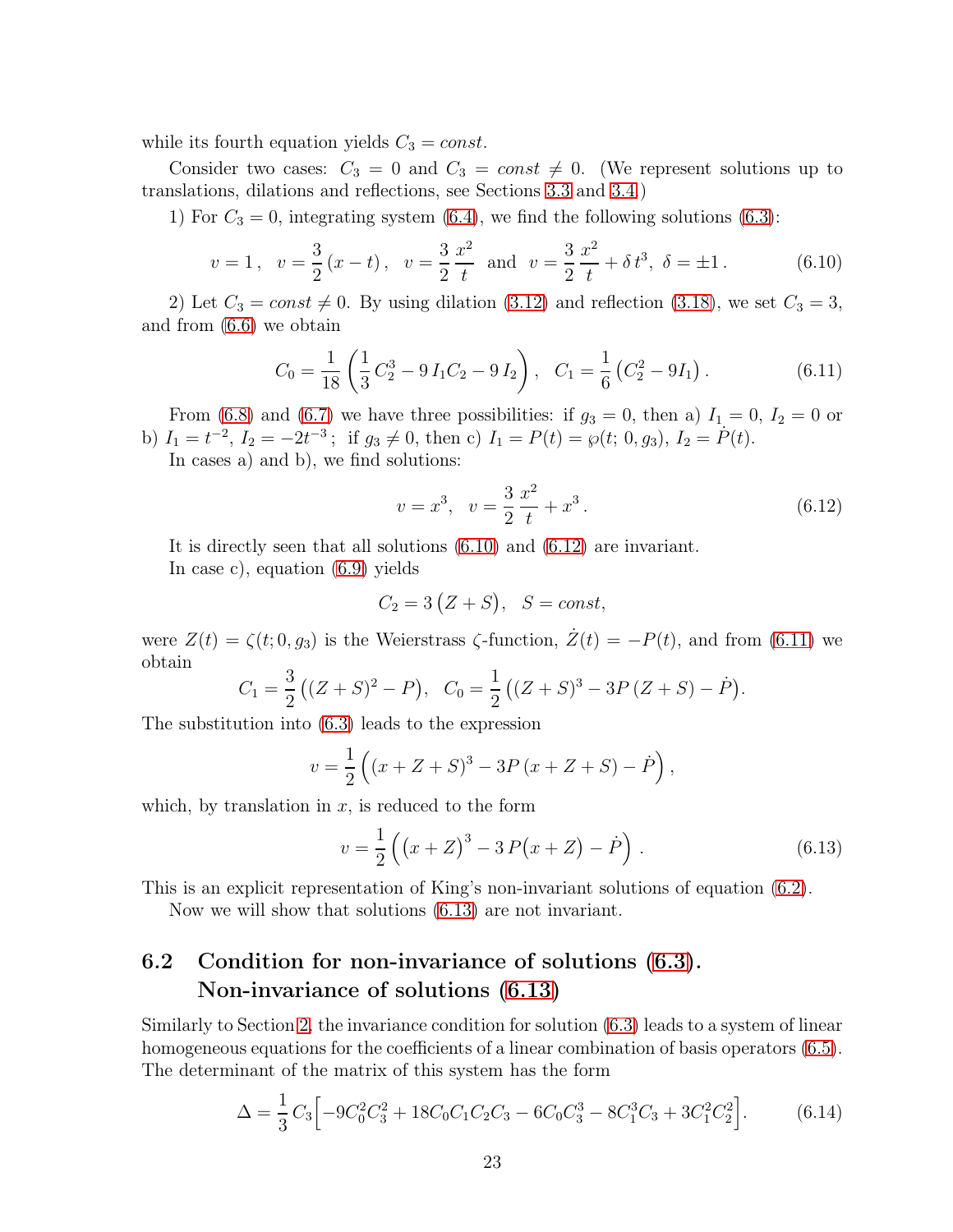while its fourth equation yields $C_3 = const$.

Consider two cases: $C_3 = 0$ and $C_3 = const \neq 0$. (We represent solutions up to translations, dilations and reflections, see Sections 3.3 and 3.4.)

1) For $C_3 = 0$, integrating system (6.4), we find the following solutions (6.3):

$$v = 1\,, \quad v = \frac{3}{2}\,(x - t)\,, \quad v = \frac{3}{2}\,\frac{x^2}{t} \quad \text{and} \quad v = \frac{3}{2}\,\frac{x^2}{t} + \delta\, t^3, \ \delta = \pm 1\,. \tag{6.10}$$

2) Let $C_3 = const \neq 0$. By using dilation (3.12) and reflection (3.18), we set $C_3 = 3$, and from (6.6) we obtain

$$C_0 = \frac{1}{18}\left(\frac{1}{3}\,C_2^3 - 9\,I_1 C_2 - 9\,I_2\right), \quad C_1 = \frac{1}{6}\left(C_2^2 - 9 I_1\right). \tag{6.11}$$

From (6.8) and (6.7) we have three possibilities: if $g_3 = 0$, then a) $I_1 = 0$, $I_2 = 0$ or b) $I_1 = t^{-2}$, $I_2 = -2t^{-3}$; if $g_3 \neq 0$, then c) $I_1 = P(t) = \wp(t; 0, g_3)$, $I_2 = \dot{P}(t)$.

In cases a) and b), we find solutions:

$$v = x^3, \quad v = \frac{3}{2}\,\frac{x^2}{t} + x^3\,. \tag{6.12}$$

It is directly seen that all solutions (6.10) and (6.12) are invariant.

In case c), equation (6.9) yields

$$C_2 = 3\,\big(Z + S\big), \quad S = const,$$

were $Z(t) = \zeta(t; 0, g_3)$ is the Weierstrass $\zeta$-function, $\dot{Z}(t) = -P(t)$, and from (6.11) we obtain

$$C_1 = \frac{3}{2}\,\big((Z + S)^2 - P\big), \quad C_0 = \frac{1}{2}\,\big((Z + S)^3 - 3P\,(Z + S) - \dot{P}\big).$$

The substitution into (6.3) leads to the expression

$$v = \frac{1}{2}\left((x + Z + S)^3 - 3P\,(x + Z + S) - \dot{P}\right),$$

which, by translation in $x$, is reduced to the form

$$v = \frac{1}{2}\left(\big(x + Z\big)^3 - 3\,P\big(x + Z\big) - \dot{P}\right). \tag{6.13}$$

This is an explicit representation of King's non-invariant solutions of equation (6.2).

Now we will show that solutions (6.13) are not invariant.

## 6.2 Condition for non-invariance of solutions (6.3). Non-invariance of solutions (6.13)

Similarly to Section 2, the invariance condition for solution (6.3) leads to a system of linear homogeneous equations for the coefficients of a linear combination of basis operators (6.5). The determinant of the matrix of this system has the form

$$\Delta = \frac{1}{3}\,C_3\Big[-9C_0^2C_3^2 + 18C_0C_1C_2C_3 - 6C_0C_3^3 - 8C_1^3C_3 + 3C_1^2C_2^2\Big]. \tag{6.14}$$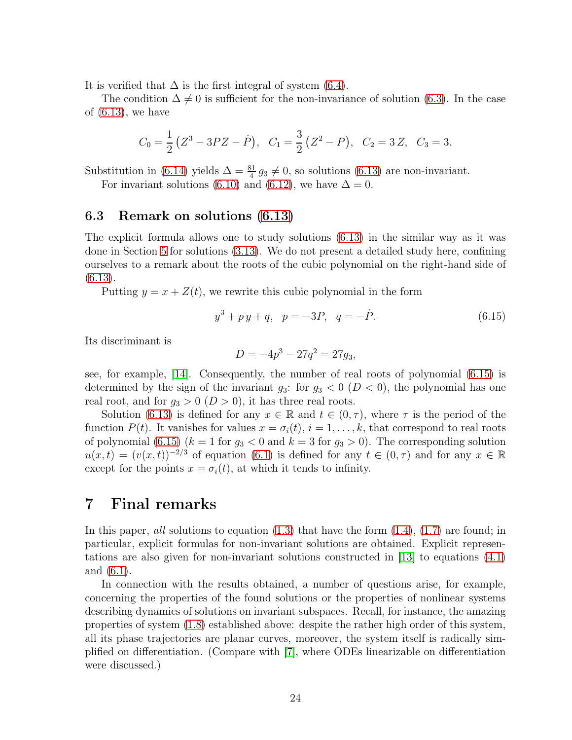It is verified that $\Delta$ is the first integral of system (6.4).

The condition $\Delta \neq 0$ is sufficient for the non-invariance of solution (6.3). In the case of (6.13), we have

$$C_0 = \frac{1}{2}\left(Z^3 - 3PZ - \dot{P}\right), \quad C_1 = \frac{3}{2}\left(Z^2 - P\right), \quad C_2 = 3\,Z, \quad C_3 = 3.$$

Substitution in (6.14) yields $\Delta = \frac{81}{4}\,g_3 \neq 0$, so solutions (6.13) are non-invariant.

For invariant solutions (6.10) and (6.12), we have $\Delta = 0$.

### 6.3 Remark on solutions (6.13)

The explicit formula allows one to study solutions (6.13) in the similar way as it was done in Section 5 for solutions (3.13). We do not present a detailed study here, confining ourselves to a remark about the roots of the cubic polynomial on the right-hand side of (6.13).

Putting $y = x + Z(t)$, we rewrite this cubic polynomial in the form

$$y^3 + p\,y + q, \quad p = -3P, \quad q = -\dot{P}. \tag{6.15}$$

Its discriminant is

$$D = -4p^3 - 27q^2 = 27g_3,$$

see, for example, [14]. Consequently, the number of real roots of polynomial (6.15) is determined by the sign of the invariant $g_3$: for $g_3 < 0$ ($D < 0$), the polynomial has one real root, and for $g_3 > 0$ ($D > 0$), it has three real roots.

Solution (6.13) is defined for any $x \in \mathbb{R}$ and $t \in (0, \tau)$, where $\tau$ is the period of the function $P(t)$. It vanishes for values $x = \sigma_i(t)$, $i = 1, \ldots, k$, that correspond to real roots of polynomial (6.15) ($k = 1$ for $g_3 < 0$ and $k = 3$ for $g_3 > 0$). The corresponding solution $u(x,t) = (v(x,t))^{-2/3}$ of equation (6.1) is defined for any $t \in (0, \tau)$ and for any $x \in \mathbb{R}$ except for the points $x = \sigma_i(t)$, at which it tends to infinity.

## 7 Final remarks

In this paper, *all* solutions to equation (1.3) that have the form (1.4), (1.7) are found; in particular, explicit formulas for non-invariant solutions are obtained. Explicit representations are also given for non-invariant solutions constructed in [13] to equations (4.1) and (6.1).

In connection with the results obtained, a number of questions arise, for example, concerning the properties of the found solutions or the properties of nonlinear systems describing dynamics of solutions on invariant subspaces. Recall, for instance, the amazing properties of system (1.8) established above: despite the rather high order of this system, all its phase trajectories are planar curves, moreover, the system itself is radically simplified on differentiation. (Compare with [7], where ODEs linearizable on differentiation were discussed.)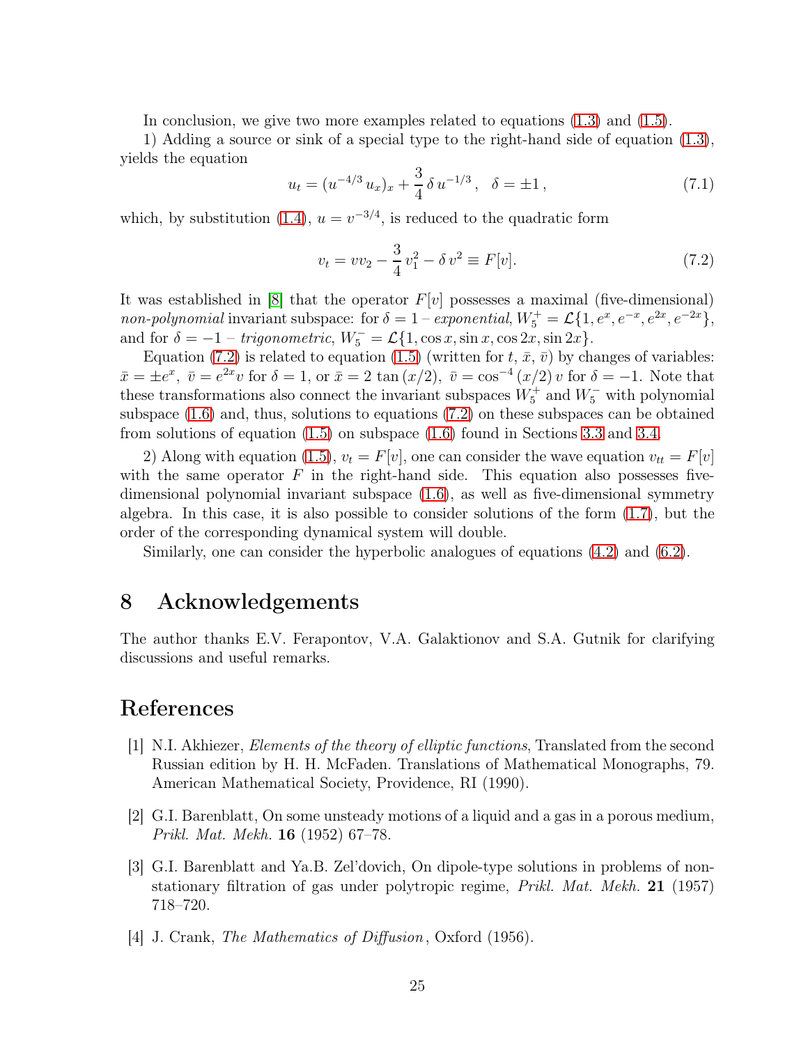In conclusion, we give two more examples related to equations (1.3) and (1.5).

1) Adding a source or sink of a special type to the right-hand side of equation (1.3), yields the equation

$$u_t = (u^{-4/3}\, u_x)_x + \frac{3}{4}\,\delta\, u^{-1/3}\,, \quad \delta = \pm 1\,, \tag{7.1}$$

which, by substitution (1.4), $u = v^{-3/4}$, is reduced to the quadratic form

$$v_t = v v_2 - \frac{3}{4}\, v_1^2 - \delta\, v^2 \equiv F[v]. \tag{7.2}$$

It was established in [8] that the operator $F[v]$ possesses a maximal (five-dimensional) *non-polynomial* invariant subspace: for $\delta = 1$ – *exponential*, $W_5^+ = \mathcal{L}\{1, e^x, e^{-x}, e^{2x}, e^{-2x}\}$, and for $\delta = -1$ – *trigonometric*, $W_5^- = \mathcal{L}\{1, \cos x, \sin x, \cos 2x, \sin 2x\}$.

Equation (7.2) is related to equation (1.5) (written for $t$, $\bar{x}$, $\bar{v}$) by changes of variables: $\bar{x} = \pm e^x$, $\bar{v} = e^{2x} v$ for $\delta = 1$, or $\bar{x} = 2\,\tan(x/2)$, $\bar{v} = \cos^{-4}(x/2)\, v$ for $\delta = -1$. Note that these transformations also connect the invariant subspaces $W_5^+$ and $W_5^-$ with polynomial subspace (1.6) and, thus, solutions to equations (7.2) on these subspaces can be obtained from solutions of equation (1.5) on subspace (1.6) found in Sections 3.3 and 3.4.

2) Along with equation (1.5), $v_t = F[v]$, one can consider the wave equation $v_{tt} = F[v]$ with the same operator $F$ in the right-hand side. This equation also possesses five-dimensional polynomial invariant subspace (1.6), as well as five-dimensional symmetry algebra. In this case, it is also possible to consider solutions of the form (1.7), but the order of the corresponding dynamical system will double.

Similarly, one can consider the hyperbolic analogues of equations (4.2) and (6.2).

# 8 Acknowledgements

The author thanks E.V. Ferapontov, V.A. Galaktionov and S.A. Gutnik for clarifying discussions and useful remarks.

# References

[1] N.I. Akhiezer, *Elements of the theory of elliptic functions*, Translated from the second Russian edition by H. H. McFaden. Translations of Mathematical Monographs, 79. American Mathematical Society, Providence, RI (1990).

[2] G.I. Barenblatt, On some unsteady motions of a liquid and a gas in a porous medium, *Prikl. Mat. Mekh.* **16** (1952) 67–78.

[3] G.I. Barenblatt and Ya.B. Zel'dovich, On dipole-type solutions in problems of non-stationary filtration of gas under polytropic regime, *Prikl. Mat. Mekh.* **21** (1957) 718–720.

[4] J. Crank, *The Mathematics of Diffusion*, Oxford (1956).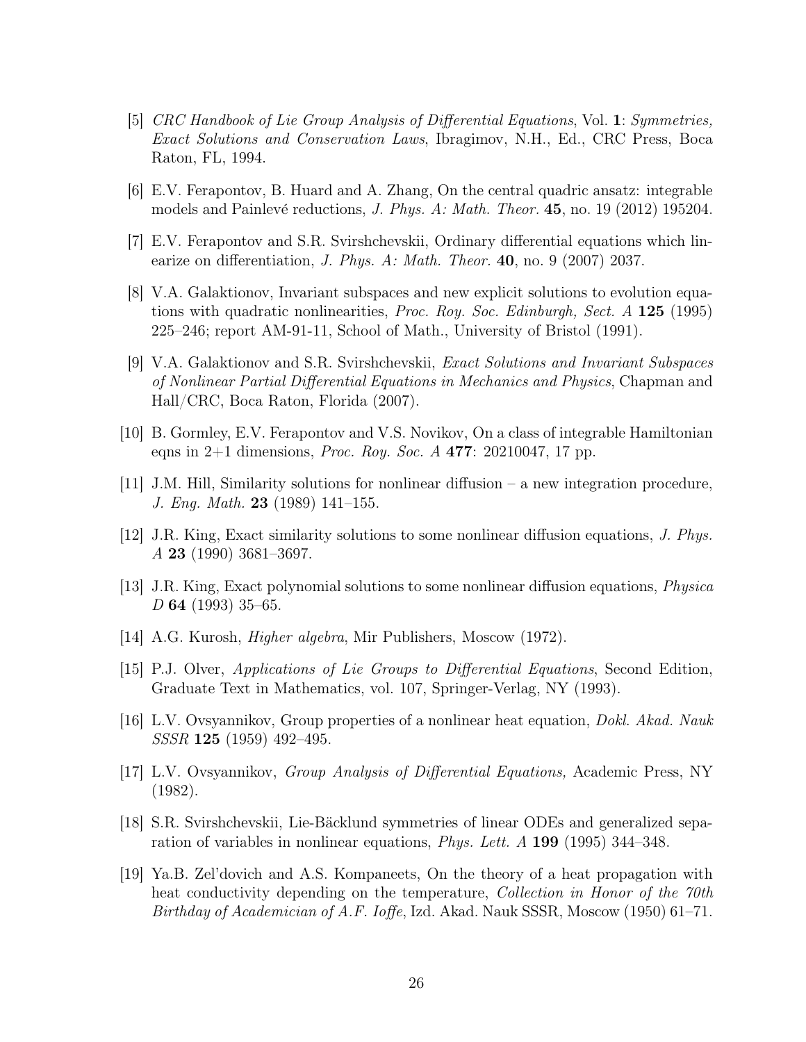[5] *CRC Handbook of Lie Group Analysis of Differential Equations*, Vol. **1**: *Symmetries, Exact Solutions and Conservation Laws*, Ibragimov, N.H., Ed., CRC Press, Boca Raton, FL, 1994.

[6] E.V. Ferapontov, B. Huard and A. Zhang, On the central quadric ansatz: integrable models and Painlevé reductions, *J. Phys. A: Math. Theor.* **45**, no. 19 (2012) 195204.

[7] E.V. Ferapontov and S.R. Svirshchevskii, Ordinary differential equations which linearize on differentiation, *J. Phys. A: Math. Theor.* **40**, no. 9 (2007) 2037.

[8] V.A. Galaktionov, Invariant subspaces and new explicit solutions to evolution equations with quadratic nonlinearities, *Proc. Roy. Soc. Edinburgh, Sect. A* **125** (1995) 225–246; report AM-91-11, School of Math., University of Bristol (1991).

[9] V.A. Galaktionov and S.R. Svirshchevskii, *Exact Solutions and Invariant Subspaces of Nonlinear Partial Differential Equations in Mechanics and Physics*, Chapman and Hall/CRC, Boca Raton, Florida (2007).

[10] B. Gormley, E.V. Ferapontov and V.S. Novikov, On a class of integrable Hamiltonian eqns in 2+1 dimensions, *Proc. Roy. Soc. A* **477**: 20210047, 17 pp.

[11] J.M. Hill, Similarity solutions for nonlinear diffusion – a new integration procedure, *J. Eng. Math.* **23** (1989) 141–155.

[12] J.R. King, Exact similarity solutions to some nonlinear diffusion equations, *J. Phys. A* **23** (1990) 3681–3697.

[13] J.R. King, Exact polynomial solutions to some nonlinear diffusion equations, *Physica D* **64** (1993) 35–65.

[14] A.G. Kurosh, *Higher algebra*, Mir Publishers, Moscow (1972).

[15] P.J. Olver, *Applications of Lie Groups to Differential Equations*, Second Edition, Graduate Text in Mathematics, vol. 107, Springer-Verlag, NY (1993).

[16] L.V. Ovsyannikov, Group properties of a nonlinear heat equation, *Dokl. Akad. Nauk SSSR* **125** (1959) 492–495.

[17] L.V. Ovsyannikov, *Group Analysis of Differential Equations,* Academic Press, NY (1982).

[18] S.R. Svirshchevskii, Lie-Bäcklund symmetries of linear ODEs and generalized separation of variables in nonlinear equations, *Phys. Lett. A* **199** (1995) 344–348.

[19] Ya.B. Zel'dovich and A.S. Kompaneets, On the theory of a heat propagation with heat conductivity depending on the temperature, *Collection in Honor of the 70th Birthday of Academician of A.F. Ioffe*, Izd. Akad. Nauk SSSR, Moscow (1950) 61–71.